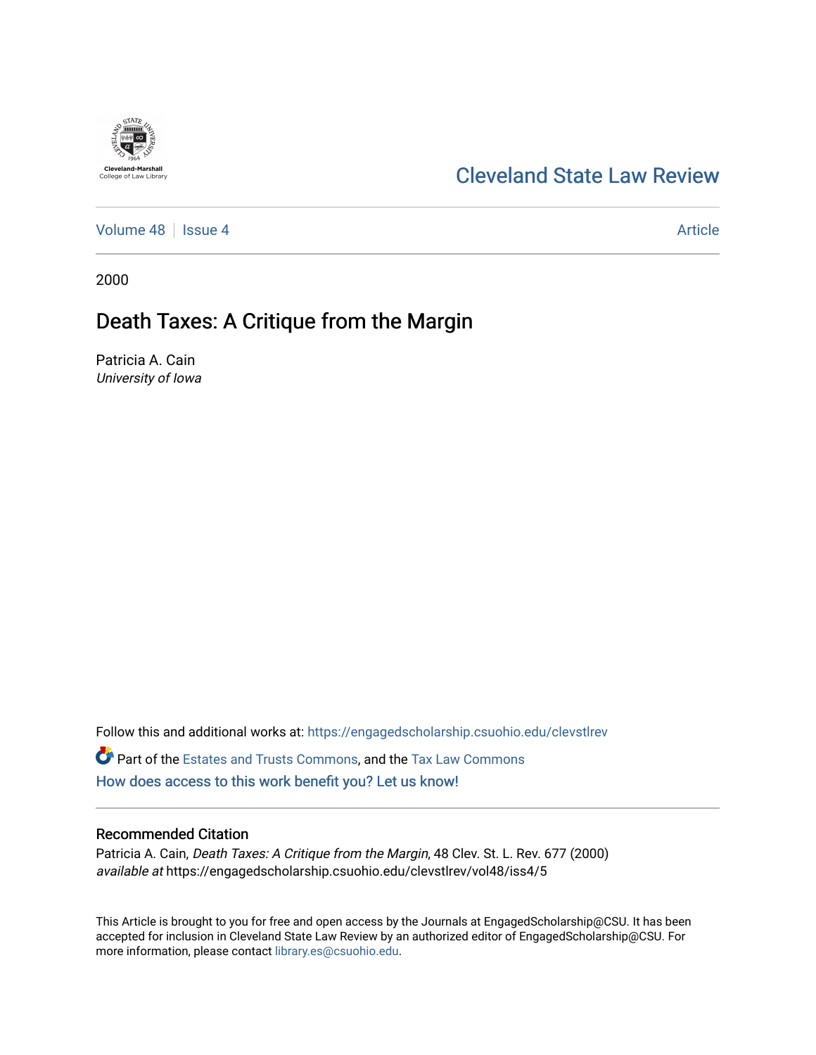Cleveland-Marshall
College of Law Library

# Cleveland State Law Review

Volume 48 | Issue 4 | Article

2000

## Death Taxes: A Critique from the Margin

Patricia A. Cain
*University of Iowa*

Follow this and additional works at: https://engagedscholarship.csuohio.edu/clevstlrev

Part of the Estates and Trusts Commons, and the Tax Law Commons

How does access to this work benefit you? Let us know!

### Recommended Citation

Patricia A. Cain, *Death Taxes: A Critique from the Margin*, 48 Clev. St. L. Rev. 677 (2000)
*available at* https://engagedscholarship.csuohio.edu/clevstlrev/vol48/iss4/5

This Article is brought to you for free and open access by the Journals at EngagedScholarship@CSU. It has been accepted for inclusion in Cleveland State Law Review by an authorized editor of EngagedScholarship@CSU. For more information, please contact library.es@csuohio.edu.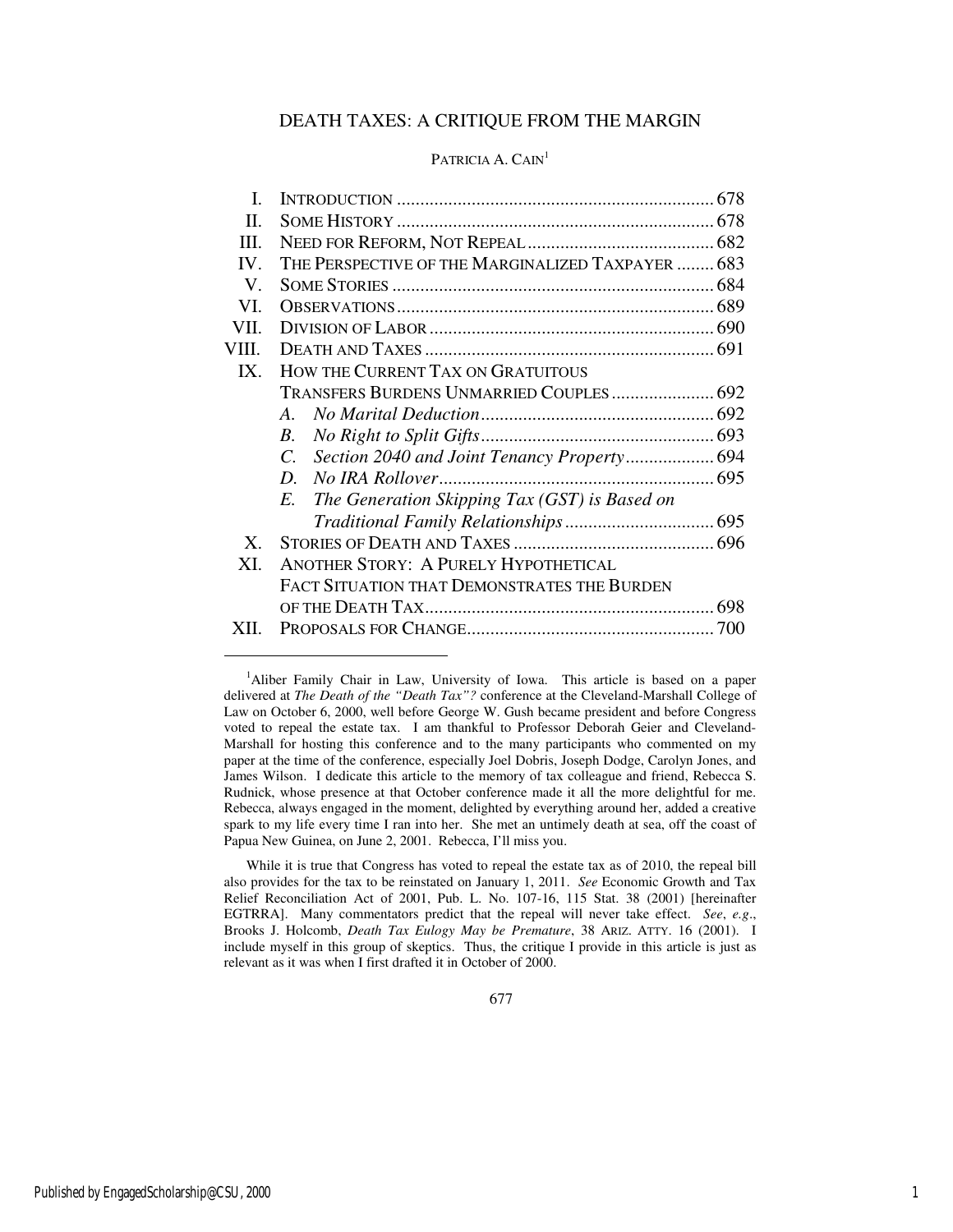# DEATH TAXES: A CRITIQUE FROM THE MARGIN

PATRICIA A. CAIN[1]

| | | |
|---|---|---|
| I. | INTRODUCTION | 678 |
| II. | SOME HISTORY | 678 |
| III. | NEED FOR REFORM, NOT REPEAL | 682 |
| IV. | THE PERSPECTIVE OF THE MARGINALIZED TAXPAYER | 683 |
| V. | SOME STORIES | 684 |
| VI. | OBSERVATIONS | 689 |
| VII. | DIVISION OF LABOR | 690 |
| VIII. | DEATH AND TAXES | 691 |
| IX. | HOW THE CURRENT TAX ON GRATUITOUS TRANSFERS BURDENS UNMARRIED COUPLES | 692 |
| | *A. No Marital Deduction* | 692 |
| | *B. No Right to Split Gifts* | 693 |
| | *C. Section 2040 and Joint Tenancy Property* | 694 |
| | *D. No IRA Rollover* | 695 |
| | *E. The Generation Skipping Tax (GST) is Based on Traditional Family Relationships* | 695 |
| X. | STORIES OF DEATH AND TAXES | 696 |
| XI. | ANOTHER STORY: A PURELY HYPOTHETICAL FACT SITUATION THAT DEMONSTRATES THE BURDEN OF THE DEATH TAX | 698 |
| XII. | PROPOSALS FOR CHANGE | 700 |

---

[1]Aliber Family Chair in Law, University of Iowa. This article is based on a paper delivered at *The Death of the "Death Tax"?* conference at the Cleveland-Marshall College of Law on October 6, 2000, well before George W. Gush became president and before Congress voted to repeal the estate tax. I am thankful to Professor Deborah Geier and Cleveland-Marshall for hosting this conference and to the many participants who commented on my paper at the time of the conference, especially Joel Dobris, Joseph Dodge, Carolyn Jones, and James Wilson. I dedicate this article to the memory of tax colleague and friend, Rebecca S. Rudnick, whose presence at that October conference made it all the more delightful for me. Rebecca, always engaged in the moment, delighted by everything around her, added a creative spark to my life every time I ran into her. She met an untimely death at sea, off the coast of Papua New Guinea, on June 2, 2001. Rebecca, I'll miss you.

While it is true that Congress has voted to repeal the estate tax as of 2010, the repeal bill also provides for the tax to be reinstated on January 1, 2011. *See* Economic Growth and Tax Relief Reconciliation Act of 2001, Pub. L. No. 107-16, 115 Stat. 38 (2001) [hereinafter EGTRRA]. Many commentators predict that the repeal will never take effect. *See*, *e.g.*, Brooks J. Holcomb, *Death Tax Eulogy May be Premature*, 38 ARIZ. ATTY. 16 (2001). I include myself in this group of skeptics. Thus, the critique I provide in this article is just as relevant as it was when I first drafted it in October of 2000.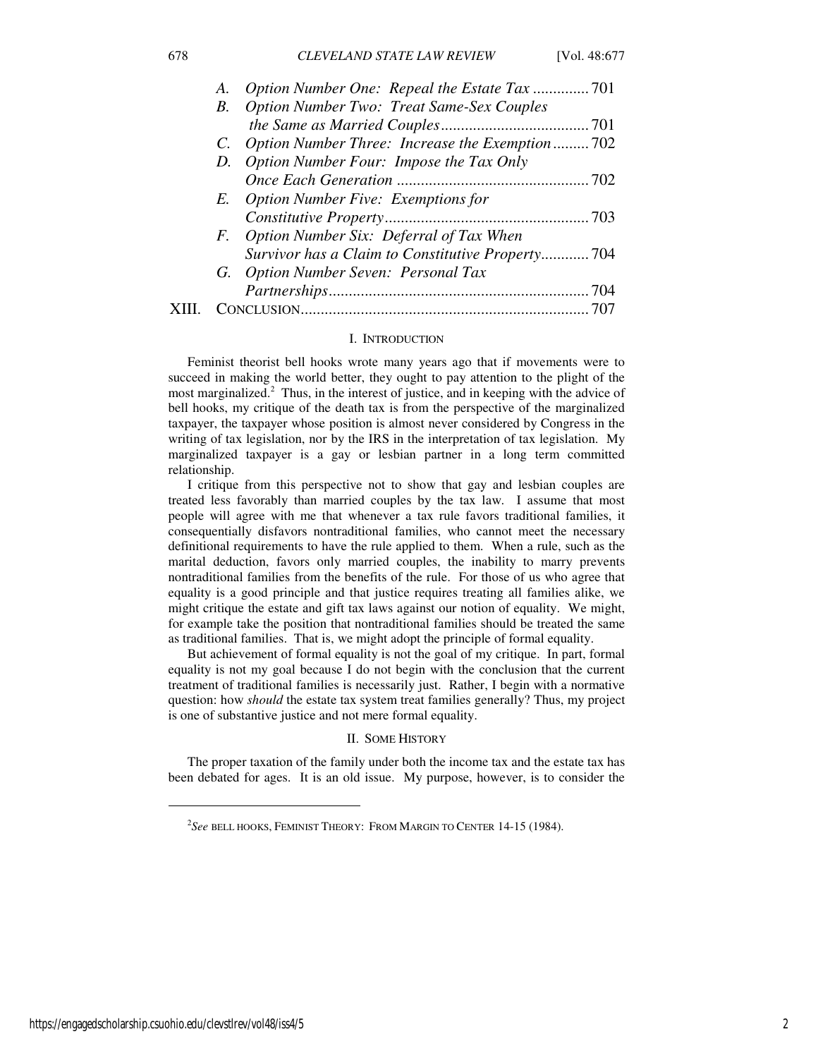A. *Option Number One: Repeal the Estate Tax* .............. 701
B. *Option Number Two: Treat Same-Sex Couples the Same as Married Couples* ..................................... 701
C. *Option Number Three: Increase the Exemption* ......... 702
D. *Option Number Four: Impose the Tax Only Once Each Generation* ................................................ 702
E. *Option Number Five: Exemptions for Constitutive Property* ................................................... 703
F. *Option Number Six: Deferral of Tax When Survivor has a Claim to Constitutive Property* ............ 704
G. *Option Number Seven: Personal Tax Partnerships* ................................................................. 704

XIII. CONCLUSION ........................................................................ 707

## I. INTRODUCTION

Feminist theorist bell hooks wrote many years ago that if movements were to succeed in making the world better, they ought to pay attention to the plight of the most marginalized.[2] Thus, in the interest of justice, and in keeping with the advice of bell hooks, my critique of the death tax is from the perspective of the marginalized taxpayer, the taxpayer whose position is almost never considered by Congress in the writing of tax legislation, nor by the IRS in the interpretation of tax legislation. My marginalized taxpayer is a gay or lesbian partner in a long term committed relationship.

I critique from this perspective not to show that gay and lesbian couples are treated less favorably than married couples by the tax law. I assume that most people will agree with me that whenever a tax rule favors traditional families, it consequentially disfavors nontraditional families, who cannot meet the necessary definitional requirements to have the rule applied to them. When a rule, such as the marital deduction, favors only married couples, the inability to marry prevents nontraditional families from the benefits of the rule. For those of us who agree that equality is a good principle and that justice requires treating all families alike, we might critique the estate and gift tax laws against our notion of equality. We might, for example take the position that nontraditional families should be treated the same as traditional families. That is, we might adopt the principle of formal equality.

But achievement of formal equality is not the goal of my critique. In part, formal equality is not my goal because I do not begin with the conclusion that the current treatment of traditional families is necessarily just. Rather, I begin with a normative question: how *should* the estate tax system treat families generally? Thus, my project is one of substantive justice and not mere formal equality.

## II. SOME HISTORY

The proper taxation of the family under both the income tax and the estate tax has been debated for ages. It is an old issue. My purpose, however, is to consider the

[2] *See* BELL HOOKS, FEMINIST THEORY: FROM MARGIN TO CENTER 14-15 (1984).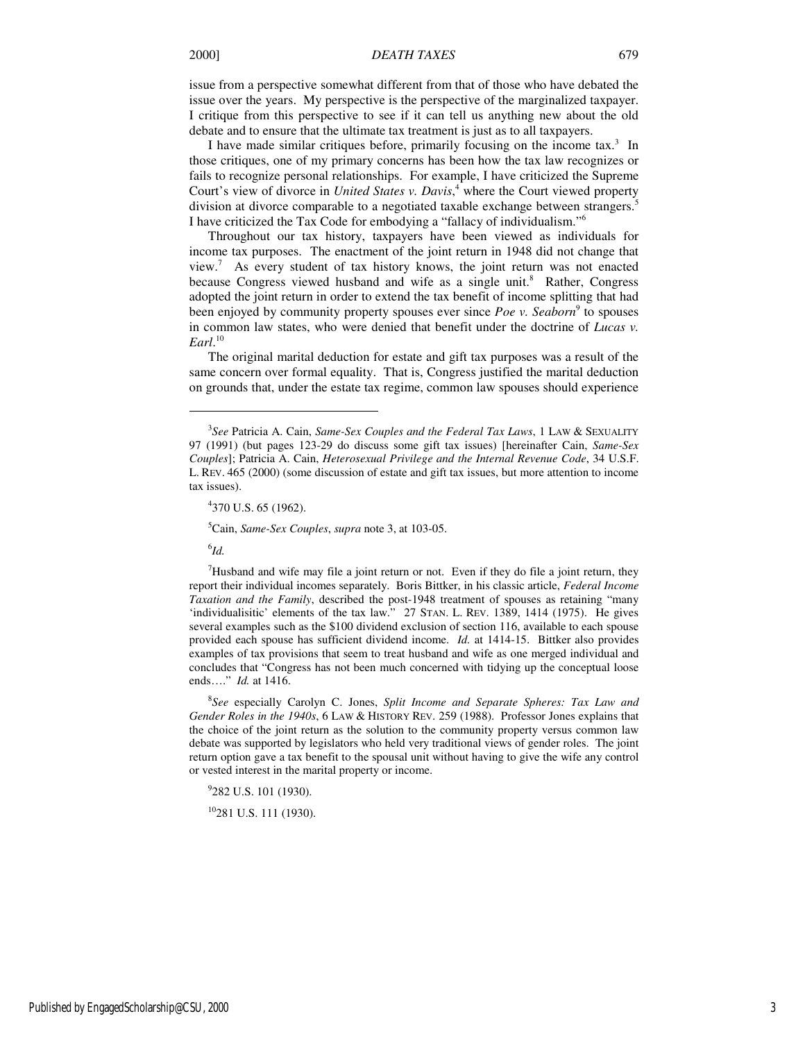issue from a perspective somewhat different from that of those who have debated the issue over the years. My perspective is the perspective of the marginalized taxpayer. I critique from this perspective to see if it can tell us anything new about the old debate and to ensure that the ultimate tax treatment is just as to all taxpayers.

I have made similar critiques before, primarily focusing on the income tax.[3] In those critiques, one of my primary concerns has been how the tax law recognizes or fails to recognize personal relationships. For example, I have criticized the Supreme Court's view of divorce in *United States v. Davis*,[4] where the Court viewed property division at divorce comparable to a negotiated taxable exchange between strangers.[5] I have criticized the Tax Code for embodying a "fallacy of individualism."[6]

Throughout our tax history, taxpayers have been viewed as individuals for income tax purposes. The enactment of the joint return in 1948 did not change that view.[7] As every student of tax history knows, the joint return was not enacted because Congress viewed husband and wife as a single unit.[8] Rather, Congress adopted the joint return in order to extend the tax benefit of income splitting that had been enjoyed by community property spouses ever since *Poe v. Seaborn*[9] to spouses in common law states, who were denied that benefit under the doctrine of *Lucas v. Earl*.[10]

The original marital deduction for estate and gift tax purposes was a result of the same concern over formal equality. That is, Congress justified the marital deduction on grounds that, under the estate tax regime, common law spouses should experience

---

[3]*See* Patricia A. Cain, *Same-Sex Couples and the Federal Tax Laws*, 1 LAW & SEXUALITY 97 (1991) (but pages 123-29 do discuss some gift tax issues) [hereinafter Cain, *Same-Sex Couples*]; Patricia A. Cain, *Heterosexual Privilege and the Internal Revenue Code*, 34 U.S.F. L. REV. 465 (2000) (some discussion of estate and gift tax issues, but more attention to income tax issues).

[4]370 U.S. 65 (1962).

[5]Cain, *Same-Sex Couples*, *supra* note 3, at 103-05.

[6]*Id.*

[7]Husband and wife may file a joint return or not. Even if they do file a joint return, they report their individual incomes separately. Boris Bittker, in his classic article, *Federal Income Taxation and the Family*, described the post-1948 treatment of spouses as retaining "many 'individualisitic' elements of the tax law." 27 STAN. L. REV. 1389, 1414 (1975). He gives several examples such as the $100 dividend exclusion of section 116, available to each spouse provided each spouse has sufficient dividend income. *Id.* at 1414-15. Bittker also provides examples of tax provisions that seem to treat husband and wife as one merged individual and concludes that "Congress has not been much concerned with tidying up the conceptual loose ends…." *Id.* at 1416.

[8]*See* especially Carolyn C. Jones, *Split Income and Separate Spheres: Tax Law and Gender Roles in the 1940s*, 6 LAW & HISTORY REV. 259 (1988). Professor Jones explains that the choice of the joint return as the solution to the community property versus common law debate was supported by legislators who held very traditional views of gender roles. The joint return option gave a tax benefit to the spousal unit without having to give the wife any control or vested interest in the marital property or income.

[9]282 U.S. 101 (1930).

[10]281 U.S. 111 (1930).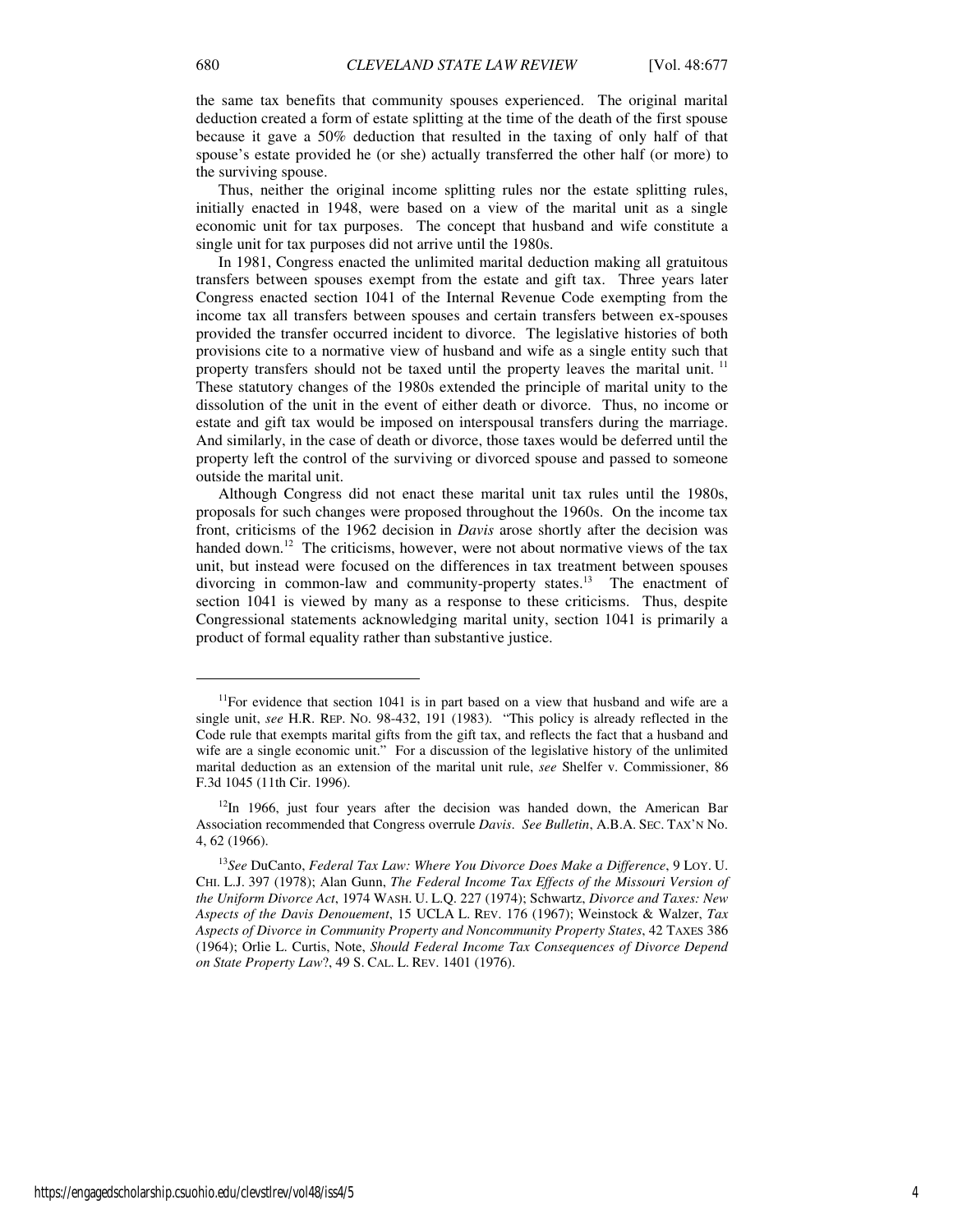the same tax benefits that community spouses experienced. The original marital deduction created a form of estate splitting at the time of the death of the first spouse because it gave a 50% deduction that resulted in the taxing of only half of that spouse's estate provided he (or she) actually transferred the other half (or more) to the surviving spouse.

Thus, neither the original income splitting rules nor the estate splitting rules, initially enacted in 1948, were based on a view of the marital unit as a single economic unit for tax purposes. The concept that husband and wife constitute a single unit for tax purposes did not arrive until the 1980s.

In 1981, Congress enacted the unlimited marital deduction making all gratuitous transfers between spouses exempt from the estate and gift tax. Three years later Congress enacted section 1041 of the Internal Revenue Code exempting from the income tax all transfers between spouses and certain transfers between ex-spouses provided the transfer occurred incident to divorce. The legislative histories of both provisions cite to a normative view of husband and wife as a single entity such that property transfers should not be taxed until the property leaves the marital unit.[11] These statutory changes of the 1980s extended the principle of marital unity to the dissolution of the unit in the event of either death or divorce. Thus, no income or estate and gift tax would be imposed on interspousal transfers during the marriage. And similarly, in the case of death or divorce, those taxes would be deferred until the property left the control of the surviving or divorced spouse and passed to someone outside the marital unit.

Although Congress did not enact these marital unit tax rules until the 1980s, proposals for such changes were proposed throughout the 1960s. On the income tax front, criticisms of the 1962 decision in *Davis* arose shortly after the decision was handed down.[12] The criticisms, however, were not about normative views of the tax unit, but instead were focused on the differences in tax treatment between spouses divorcing in common-law and community-property states.[13] The enactment of section 1041 is viewed by many as a response to these criticisms. Thus, despite Congressional statements acknowledging marital unity, section 1041 is primarily a product of formal equality rather than substantive justice.

---

[11]For evidence that section 1041 is in part based on a view that husband and wife are a single unit, *see* H.R. REP. NO. 98-432, 191 (1983). "This policy is already reflected in the Code rule that exempts marital gifts from the gift tax, and reflects the fact that a husband and wife are a single economic unit." For a discussion of the legislative history of the unlimited marital deduction as an extension of the marital unit rule, *see* Shelfer v. Commissioner, 86 F.3d 1045 (11th Cir. 1996).

[12]In 1966, just four years after the decision was handed down, the American Bar Association recommended that Congress overrule *Davis*. *See Bulletin*, A.B.A. SEC. TAX'N No. 4, 62 (1966).

[13]*See* DuCanto, *Federal Tax Law: Where You Divorce Does Make a Difference*, 9 LOY. U. CHI. L.J. 397 (1978); Alan Gunn, *The Federal Income Tax Effects of the Missouri Version of the Uniform Divorce Act*, 1974 WASH. U. L.Q. 227 (1974); Schwartz, *Divorce and Taxes: New Aspects of the Davis Denouement*, 15 UCLA L. REV. 176 (1967); Weinstock & Walzer, *Tax Aspects of Divorce in Community Property and Noncommunity Property States*, 42 TAXES 386 (1964); Orlie L. Curtis, Note, *Should Federal Income Tax Consequences of Divorce Depend on State Property Law*?, 49 S. CAL. L. REV. 1401 (1976).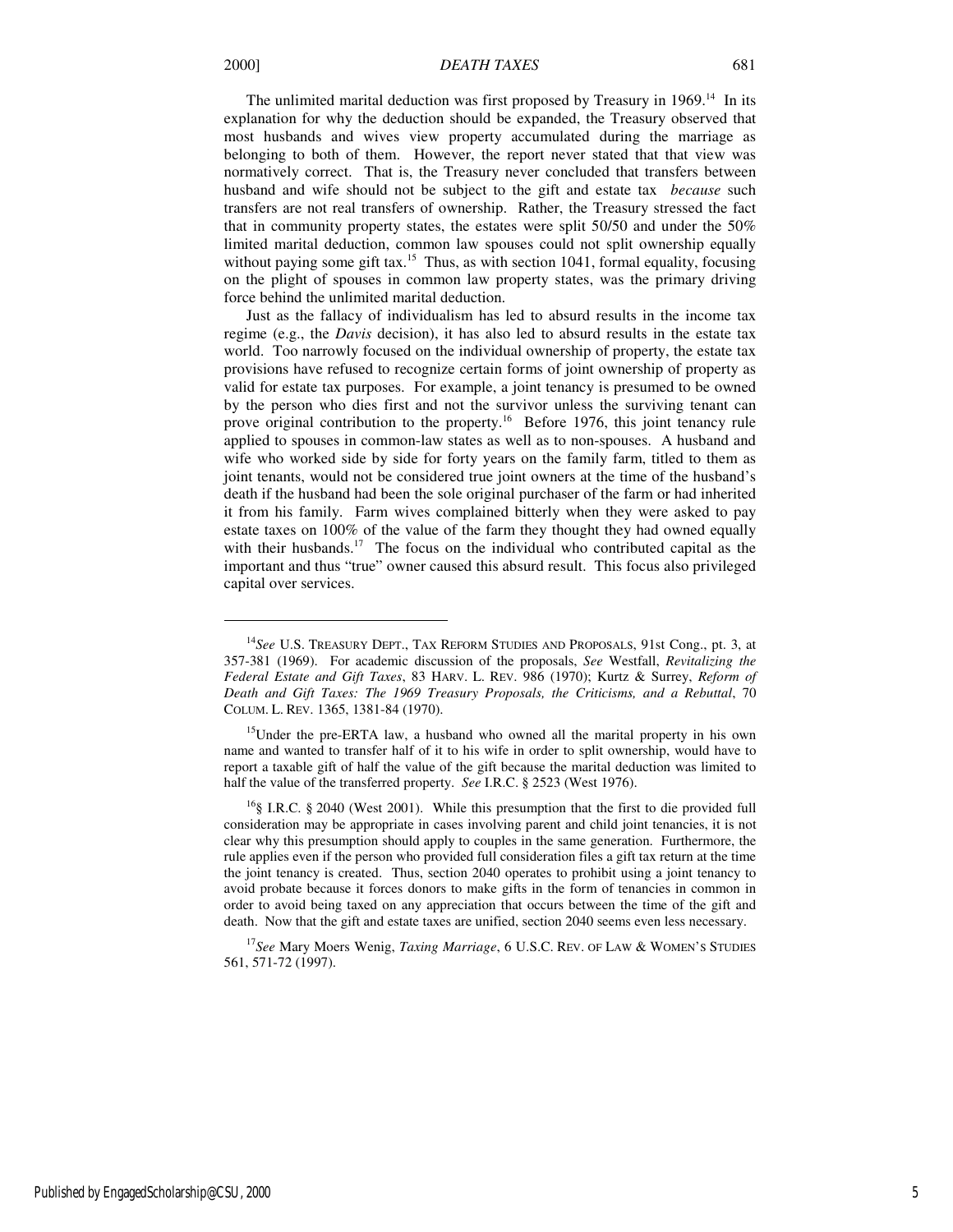The unlimited marital deduction was first proposed by Treasury in 1969.[14] In its explanation for why the deduction should be expanded, the Treasury observed that most husbands and wives view property accumulated during the marriage as belonging to both of them. However, the report never stated that that view was normatively correct. That is, the Treasury never concluded that transfers between husband and wife should not be subject to the gift and estate tax *because* such transfers are not real transfers of ownership. Rather, the Treasury stressed the fact that in community property states, the estates were split 50/50 and under the 50% limited marital deduction, common law spouses could not split ownership equally without paying some gift tax.[15] Thus, as with section 1041, formal equality, focusing on the plight of spouses in common law property states, was the primary driving force behind the unlimited marital deduction.

Just as the fallacy of individualism has led to absurd results in the income tax regime (e.g., the *Davis* decision), it has also led to absurd results in the estate tax world. Too narrowly focused on the individual ownership of property, the estate tax provisions have refused to recognize certain forms of joint ownership of property as valid for estate tax purposes. For example, a joint tenancy is presumed to be owned by the person who dies first and not the survivor unless the surviving tenant can prove original contribution to the property.[16] Before 1976, this joint tenancy rule applied to spouses in common-law states as well as to non-spouses. A husband and wife who worked side by side for forty years on the family farm, titled to them as joint tenants, would not be considered true joint owners at the time of the husband's death if the husband had been the sole original purchaser of the farm or had inherited it from his family. Farm wives complained bitterly when they were asked to pay estate taxes on 100% of the value of the farm they thought they had owned equally with their husbands.[17] The focus on the individual who contributed capital as the important and thus "true" owner caused this absurd result. This focus also privileged capital over services.

---

[14]*See* U.S. TREASURY DEPT., TAX REFORM STUDIES AND PROPOSALS, 91st Cong., pt. 3, at 357-381 (1969). For academic discussion of the proposals, *See* Westfall, *Revitalizing the Federal Estate and Gift Taxes*, 83 HARV. L. REV. 986 (1970); Kurtz & Surrey, *Reform of Death and Gift Taxes: The 1969 Treasury Proposals, the Criticisms, and a Rebuttal*, 70 COLUM. L. REV. 1365, 1381-84 (1970).

[15]Under the pre-ERTA law, a husband who owned all the marital property in his own name and wanted to transfer half of it to his wife in order to split ownership, would have to report a taxable gift of half the value of the gift because the marital deduction was limited to half the value of the transferred property. *See* I.R.C. § 2523 (West 1976).

[16]§ I.R.C. § 2040 (West 2001). While this presumption that the first to die provided full consideration may be appropriate in cases involving parent and child joint tenancies, it is not clear why this presumption should apply to couples in the same generation. Furthermore, the rule applies even if the person who provided full consideration files a gift tax return at the time the joint tenancy is created. Thus, section 2040 operates to prohibit using a joint tenancy to avoid probate because it forces donors to make gifts in the form of tenancies in common in order to avoid being taxed on any appreciation that occurs between the time of the gift and death. Now that the gift and estate taxes are unified, section 2040 seems even less necessary.

[17]*See* Mary Moers Wenig, *Taxing Marriage*, 6 U.S.C. REV. OF LAW & WOMEN'S STUDIES 561, 571-72 (1997).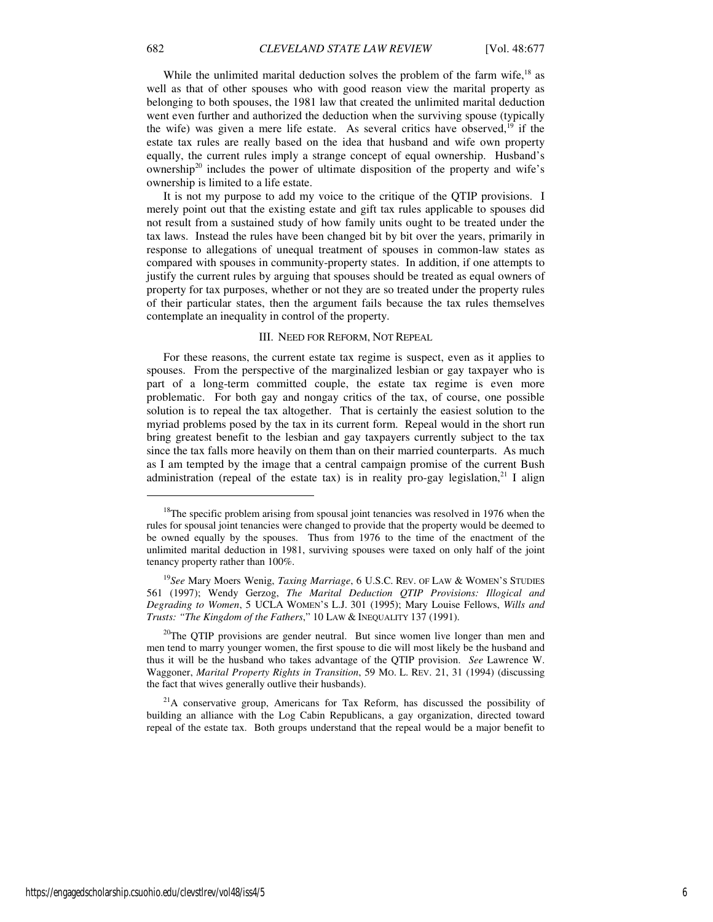While the unlimited marital deduction solves the problem of the farm wife,[18] as well as that of other spouses who with good reason view the marital property as belonging to both spouses, the 1981 law that created the unlimited marital deduction went even further and authorized the deduction when the surviving spouse (typically the wife) was given a mere life estate. As several critics have observed,[19] if the estate tax rules are really based on the idea that husband and wife own property equally, the current rules imply a strange concept of equal ownership. Husband's ownership[20] includes the power of ultimate disposition of the property and wife's ownership is limited to a life estate.

It is not my purpose to add my voice to the critique of the QTIP provisions. I merely point out that the existing estate and gift tax rules applicable to spouses did not result from a sustained study of how family units ought to be treated under the tax laws. Instead the rules have been changed bit by bit over the years, primarily in response to allegations of unequal treatment of spouses in common-law states as compared with spouses in community-property states. In addition, if one attempts to justify the current rules by arguing that spouses should be treated as equal owners of property for tax purposes, whether or not they are so treated under the property rules of their particular states, then the argument fails because the tax rules themselves contemplate an inequality in control of the property.

## III. NEED FOR REFORM, NOT REPEAL

For these reasons, the current estate tax regime is suspect, even as it applies to spouses. From the perspective of the marginalized lesbian or gay taxpayer who is part of a long-term committed couple, the estate tax regime is even more problematic. For both gay and nongay critics of the tax, of course, one possible solution is to repeal the tax altogether. That is certainly the easiest solution to the myriad problems posed by the tax in its current form. Repeal would in the short run bring greatest benefit to the lesbian and gay taxpayers currently subject to the tax since the tax falls more heavily on them than on their married counterparts. As much as I am tempted by the image that a central campaign promise of the current Bush administration (repeal of the estate tax) is in reality pro-gay legislation,[21] I align

---

[18] The specific problem arising from spousal joint tenancies was resolved in 1976 when the rules for spousal joint tenancies were changed to provide that the property would be deemed to be owned equally by the spouses. Thus from 1976 to the time of the enactment of the unlimited marital deduction in 1981, surviving spouses were taxed on only half of the joint tenancy property rather than 100%.

[19] *See* Mary Moers Wenig, *Taxing Marriage*, 6 U.S.C. REV. OF LAW & WOMEN'S STUDIES 561 (1997); Wendy Gerzog, *The Marital Deduction QTIP Provisions: Illogical and Degrading to Women*, 5 UCLA WOMEN'S L.J. 301 (1995); Mary Louise Fellows, *Wills and Trusts: "The Kingdom of the Fathers*," 10 LAW & INEQUALITY 137 (1991).

[20] The QTIP provisions are gender neutral. But since women live longer than men and men tend to marry younger women, the first spouse to die will most likely be the husband and thus it will be the husband who takes advantage of the QTIP provision. *See* Lawrence W. Waggoner, *Marital Property Rights in Transition*, 59 MO. L. REV. 21, 31 (1994) (discussing the fact that wives generally outlive their husbands).

[21] A conservative group, Americans for Tax Reform, has discussed the possibility of building an alliance with the Log Cabin Republicans, a gay organization, directed toward repeal of the estate tax. Both groups understand that the repeal would be a major benefit to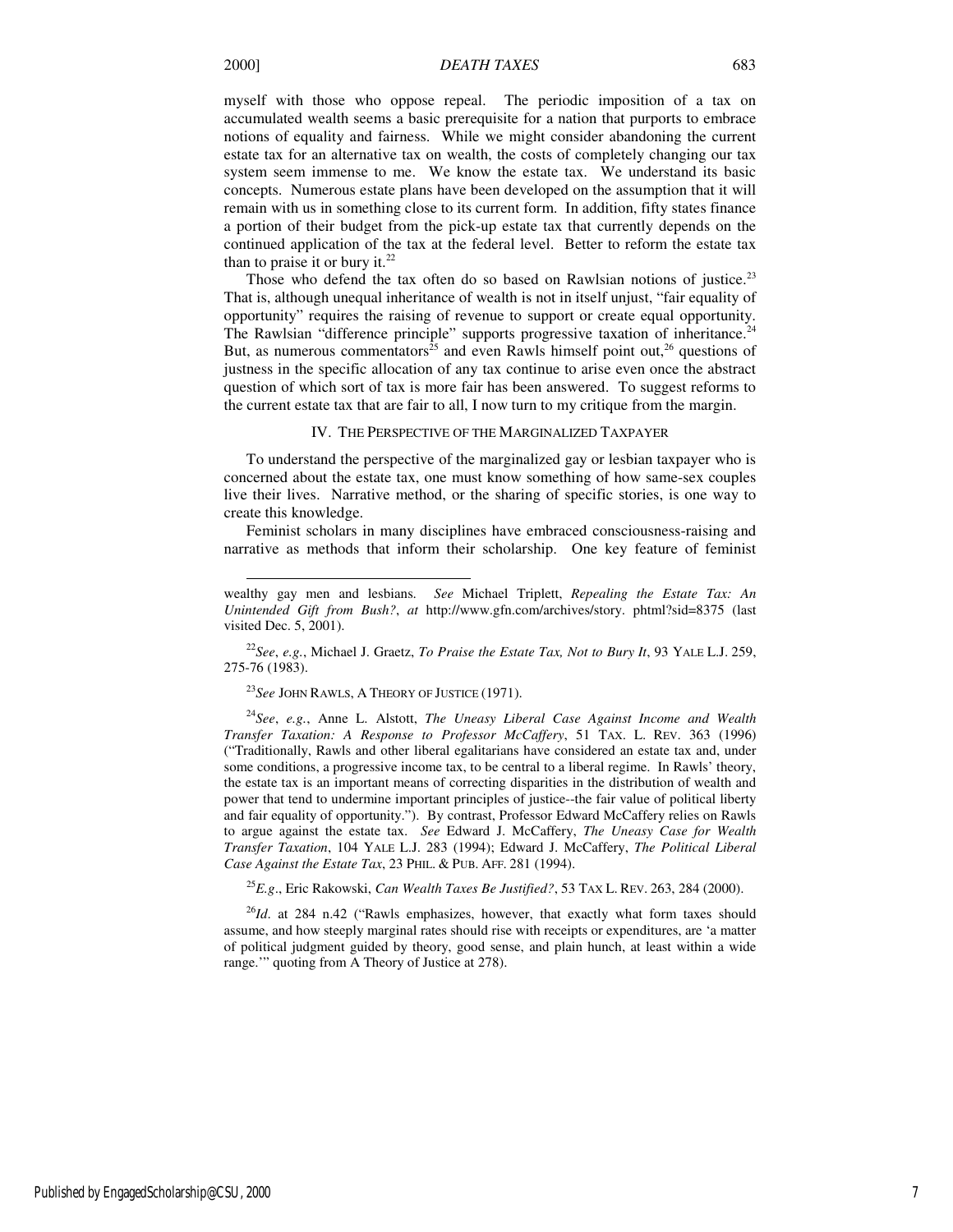myself with those who oppose repeal. The periodic imposition of a tax on accumulated wealth seems a basic prerequisite for a nation that purports to embrace notions of equality and fairness. While we might consider abandoning the current estate tax for an alternative tax on wealth, the costs of completely changing our tax system seem immense to me. We know the estate tax. We understand its basic concepts. Numerous estate plans have been developed on the assumption that it will remain with us in something close to its current form. In addition, fifty states finance a portion of their budget from the pick-up estate tax that currently depends on the continued application of the tax at the federal level. Better to reform the estate tax than to praise it or bury it.[22]

Those who defend the tax often do so based on Rawlsian notions of justice.[23] That is, although unequal inheritance of wealth is not in itself unjust, "fair equality of opportunity" requires the raising of revenue to support or create equal opportunity. The Rawlsian "difference principle" supports progressive taxation of inheritance.[24] But, as numerous commentators[25] and even Rawls himself point out,[26] questions of justness in the specific allocation of any tax continue to arise even once the abstract question of which sort of tax is more fair has been answered. To suggest reforms to the current estate tax that are fair to all, I now turn to my critique from the margin.

## IV. THE PERSPECTIVE OF THE MARGINALIZED TAXPAYER

To understand the perspective of the marginalized gay or lesbian taxpayer who is concerned about the estate tax, one must know something of how same-sex couples live their lives. Narrative method, or the sharing of specific stories, is one way to create this knowledge.

Feminist scholars in many disciplines have embraced consciousness-raising and narrative as methods that inform their scholarship. One key feature of feminist

---

wealthy gay men and lesbians. *See* Michael Triplett, *Repealing the Estate Tax: An Unintended Gift from Bush?*, *at* http://www.gfn.com/archives/story. phtml?sid=8375 (last visited Dec. 5, 2001).

[22] *See*, *e.g.*, Michael J. Graetz, *To Praise the Estate Tax, Not to Bury It*, 93 YALE L.J. 259, 275-76 (1983).

[23] *See* JOHN RAWLS, A THEORY OF JUSTICE (1971).

[24] *See*, *e.g.*, Anne L. Alstott, *The Uneasy Liberal Case Against Income and Wealth Transfer Taxation: A Response to Professor McCaffery*, 51 TAX. L. REV. 363 (1996) ("Traditionally, Rawls and other liberal egalitarians have considered an estate tax and, under some conditions, a progressive income tax, to be central to a liberal regime. In Rawls' theory, the estate tax is an important means of correcting disparities in the distribution of wealth and power that tend to undermine important principles of justice--the fair value of political liberty and fair equality of opportunity."). By contrast, Professor Edward McCaffery relies on Rawls to argue against the estate tax. *See* Edward J. McCaffery, *The Uneasy Case for Wealth Transfer Taxation*, 104 YALE L.J. 283 (1994); Edward J. McCaffery, *The Political Liberal Case Against the Estate Tax*, 23 PHIL. & PUB. AFF. 281 (1994).

[25] *E.g.*, Eric Rakowski, *Can Wealth Taxes Be Justified?*, 53 TAX L. REV. 263, 284 (2000).

[26] *Id.* at 284 n.42 ("Rawls emphasizes, however, that exactly what form taxes should assume, and how steeply marginal rates should rise with receipts or expenditures, are 'a matter of political judgment guided by theory, good sense, and plain hunch, at least within a wide range.'" quoting from A Theory of Justice at 278).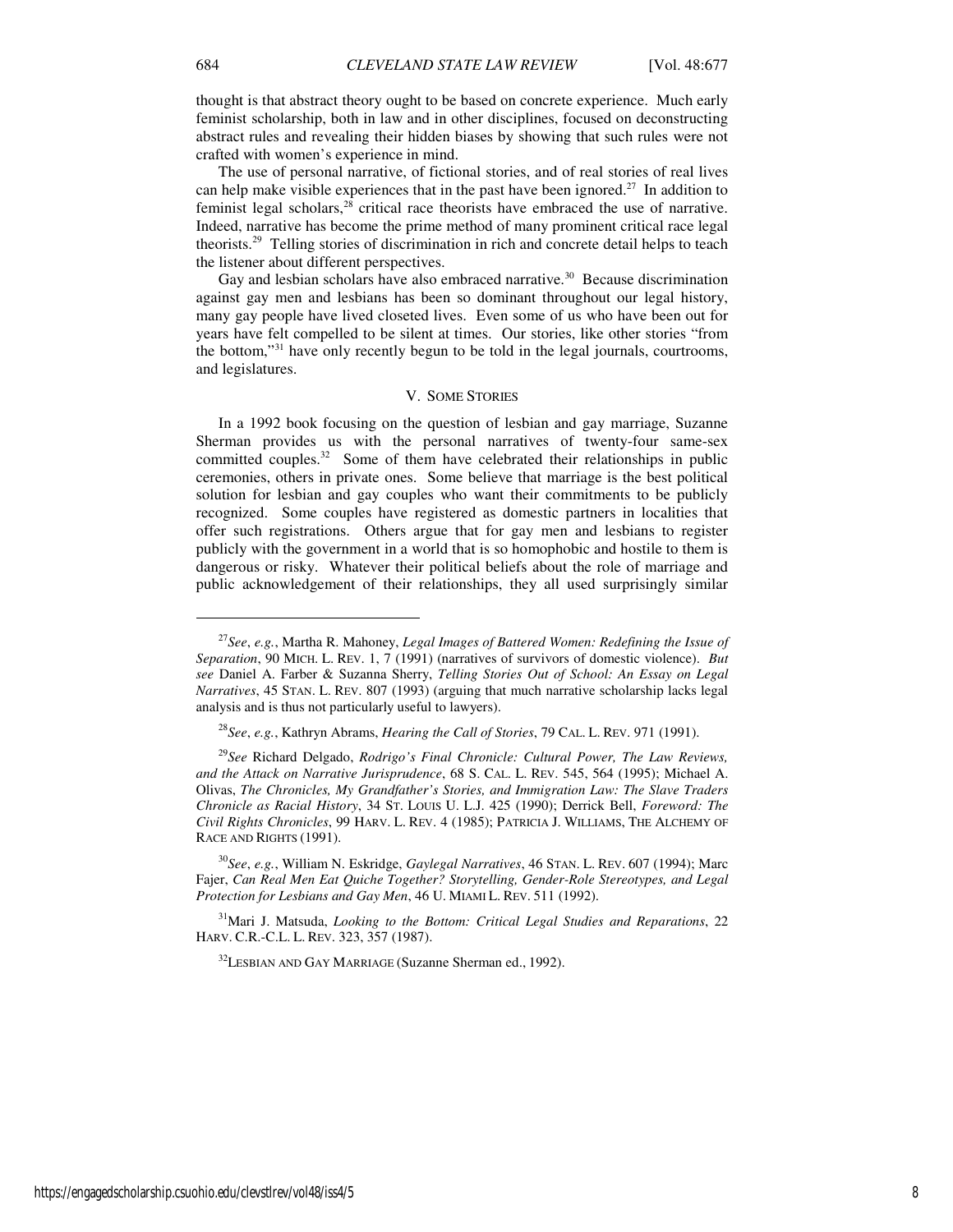thought is that abstract theory ought to be based on concrete experience. Much early feminist scholarship, both in law and in other disciplines, focused on deconstructing abstract rules and revealing their hidden biases by showing that such rules were not crafted with women's experience in mind.

The use of personal narrative, of fictional stories, and of real stories of real lives can help make visible experiences that in the past have been ignored.[27] In addition to feminist legal scholars,[28] critical race theorists have embraced the use of narrative. Indeed, narrative has become the prime method of many prominent critical race legal theorists.[29] Telling stories of discrimination in rich and concrete detail helps to teach the listener about different perspectives.

Gay and lesbian scholars have also embraced narrative.[30] Because discrimination against gay men and lesbians has been so dominant throughout our legal history, many gay people have lived closeted lives. Even some of us who have been out for years have felt compelled to be silent at times. Our stories, like other stories "from the bottom,"[31] have only recently begun to be told in the legal journals, courtrooms, and legislatures.

## V. Some Stories

In a 1992 book focusing on the question of lesbian and gay marriage, Suzanne Sherman provides us with the personal narratives of twenty-four same-sex committed couples.[32] Some of them have celebrated their relationships in public ceremonies, others in private ones. Some believe that marriage is the best political solution for lesbian and gay couples who want their commitments to be publicly recognized. Some couples have registered as domestic partners in localities that offer such registrations. Others argue that for gay men and lesbians to register publicly with the government in a world that is so homophobic and hostile to them is dangerous or risky. Whatever their political beliefs about the role of marriage and public acknowledgement of their relationships, they all used surprisingly similar

---

[27] *See*, *e.g.*, Martha R. Mahoney, *Legal Images of Battered Women: Redefining the Issue of Separation*, 90 Mich. L. Rev. 1, 7 (1991) (narratives of survivors of domestic violence). *But see* Daniel A. Farber & Suzanna Sherry, *Telling Stories Out of School: An Essay on Legal Narratives*, 45 Stan. L. Rev. 807 (1993) (arguing that much narrative scholarship lacks legal analysis and is thus not particularly useful to lawyers).

[28] *See*, *e.g.*, Kathryn Abrams, *Hearing the Call of Stories*, 79 Cal. L. Rev. 971 (1991).

[29] *See* Richard Delgado, *Rodrigo's Final Chronicle: Cultural Power, The Law Reviews, and the Attack on Narrative Jurisprudence*, 68 S. Cal. L. Rev. 545, 564 (1995); Michael A. Olivas, *The Chronicles, My Grandfather's Stories, and Immigration Law: The Slave Traders Chronicle as Racial History*, 34 St. Louis U. L.J. 425 (1990); Derrick Bell, *Foreword: The Civil Rights Chronicles*, 99 Harv. L. Rev. 4 (1985); Patricia J. Williams, The Alchemy of Race and Rights (1991).

[30] *See*, *e.g.*, William N. Eskridge, *Gaylegal Narratives*, 46 Stan. L. Rev. 607 (1994); Marc Fajer, *Can Real Men Eat Quiche Together? Storytelling, Gender-Role Stereotypes, and Legal Protection for Lesbians and Gay Men*, 46 U. Miami L. Rev. 511 (1992).

[31] Mari J. Matsuda, *Looking to the Bottom: Critical Legal Studies and Reparations*, 22 Harv. C.R.-C.L. L. Rev. 323, 357 (1987).

[32] Lesbian and Gay Marriage (Suzanne Sherman ed., 1992).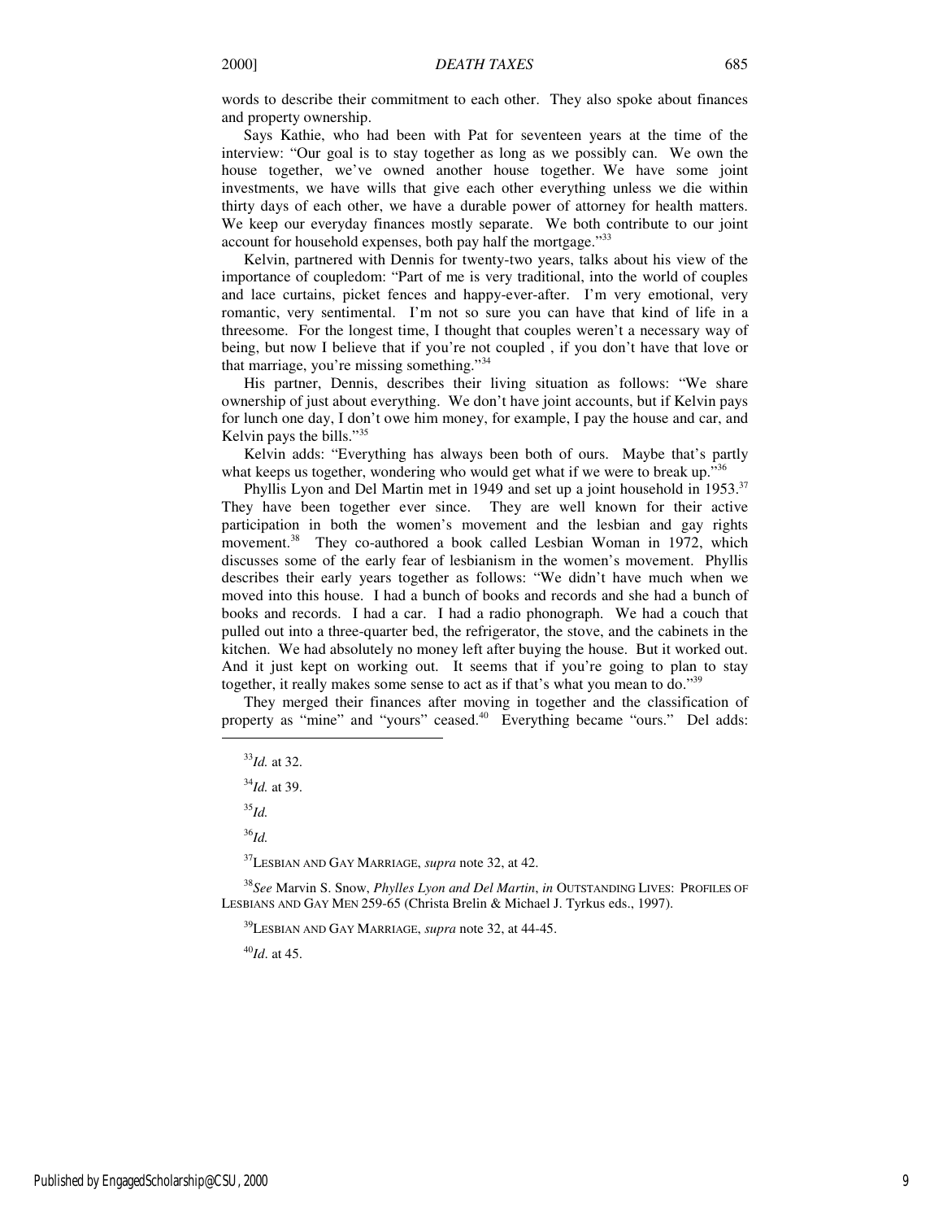words to describe their commitment to each other. They also spoke about finances and property ownership.

Says Kathie, who had been with Pat for seventeen years at the time of the interview: "Our goal is to stay together as long as we possibly can. We own the house together, we've owned another house together. We have some joint investments, we have wills that give each other everything unless we die within thirty days of each other, we have a durable power of attorney for health matters. We keep our everyday finances mostly separate. We both contribute to our joint account for household expenses, both pay half the mortgage."[33]

Kelvin, partnered with Dennis for twenty-two years, talks about his view of the importance of coupledom: "Part of me is very traditional, into the world of couples and lace curtains, picket fences and happy-ever-after. I'm very emotional, very romantic, very sentimental. I'm not so sure you can have that kind of life in a threesome. For the longest time, I thought that couples weren't a necessary way of being, but now I believe that if you're not coupled , if you don't have that love or that marriage, you're missing something."[34]

His partner, Dennis, describes their living situation as follows: "We share ownership of just about everything. We don't have joint accounts, but if Kelvin pays for lunch one day, I don't owe him money, for example, I pay the house and car, and Kelvin pays the bills."[35]

Kelvin adds: "Everything has always been both of ours. Maybe that's partly what keeps us together, wondering who would get what if we were to break up."[36]

Phyllis Lyon and Del Martin met in 1949 and set up a joint household in 1953.[37] They have been together ever since. They are well known for their active participation in both the women's movement and the lesbian and gay rights movement.[38] They co-authored a book called Lesbian Woman in 1972, which discusses some of the early fear of lesbianism in the women's movement. Phyllis describes their early years together as follows: "We didn't have much when we moved into this house. I had a bunch of books and records and she had a bunch of books and records. I had a car. I had a radio phonograph. We had a couch that pulled out into a three-quarter bed, the refrigerator, the stove, and the cabinets in the kitchen. We had absolutely no money left after buying the house. But it worked out. And it just kept on working out. It seems that if you're going to plan to stay together, it really makes some sense to act as if that's what you mean to do."[39]

They merged their finances after moving in together and the classification of property as "mine" and "yours" ceased.[40] Everything became "ours." Del adds:

---

[33] *Id.* at 32.

[34] *Id.* at 39.

[35] *Id.*

[36] *Id.*

[37] LESBIAN AND GAY MARRIAGE, *supra* note 32, at 42.

[38] *See* Marvin S. Snow, *Phylles Lyon and Del Martin*, *in* OUTSTANDING LIVES: PROFILES OF LESBIANS AND GAY MEN 259-65 (Christa Brelin & Michael J. Tyrkus eds., 1997).

[39] LESBIAN AND GAY MARRIAGE, *supra* note 32, at 44-45.

[40] *Id*. at 45.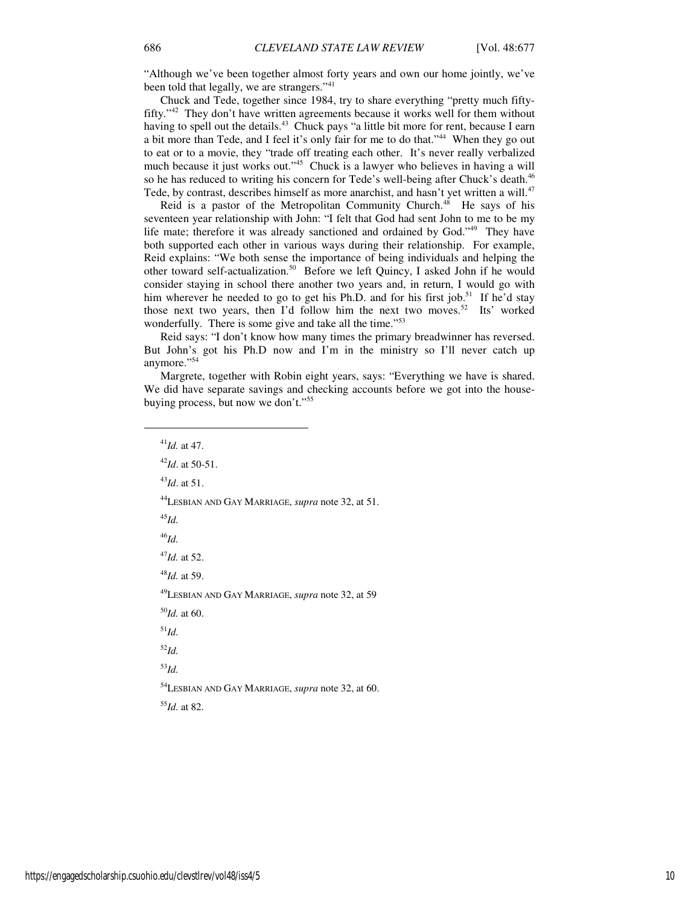"Although we've been together almost forty years and own our home jointly, we've been told that legally, we are strangers."[41]

Chuck and Tede, together since 1984, try to share everything "pretty much fifty-fifty."[42] They don't have written agreements because it works well for them without having to spell out the details.[43] Chuck pays "a little bit more for rent, because I earn a bit more than Tede, and I feel it's only fair for me to do that."[44] When they go out to eat or to a movie, they "trade off treating each other. It's never really verbalized much because it just works out."[45] Chuck is a lawyer who believes in having a will so he has reduced to writing his concern for Tede's well-being after Chuck's death.[46] Tede, by contrast, describes himself as more anarchist, and hasn't yet written a will.[47]

Reid is a pastor of the Metropolitan Community Church.[48] He says of his seventeen year relationship with John: "I felt that God had sent John to me to be my life mate; therefore it was already sanctioned and ordained by God."[49] They have both supported each other in various ways during their relationship. For example, Reid explains: "We both sense the importance of being individuals and helping the other toward self-actualization.[50] Before we left Quincy, I asked John if he would consider staying in school there another two years and, in return, I would go with him wherever he needed to go to get his Ph.D. and for his first job.[51] If he'd stay those next two years, then I'd follow him the next two moves.[52] Its' worked wonderfully. There is some give and take all the time."[53]

Reid says: "I don't know how many times the primary breadwinner has reversed. But John's got his Ph.D now and I'm in the ministry so I'll never catch up anymore."[54]

Margrete, together with Robin eight years, says: "Everything we have is shared. We did have separate savings and checking accounts before we got into the house-buying process, but now we don't."[55]

---

[41] *Id.* at 47.

[42] *Id*. at 50-51.

[43] *Id*. at 51.

[44] LESBIAN AND GAY MARRIAGE, *supra* note 32, at 51.

[45] *Id.*

[46] *Id.*

[47] *Id.* at 52.

[48] *Id.* at 59.

[49] LESBIAN AND GAY MARRIAGE, *supra* note 32, at 59

[50] *Id.* at 60.

[51] *Id.*

[52] *Id.*

[53] *Id.*

[54] LESBIAN AND GAY MARRIAGE, *supra* note 32, at 60.

[55] *Id.* at 82.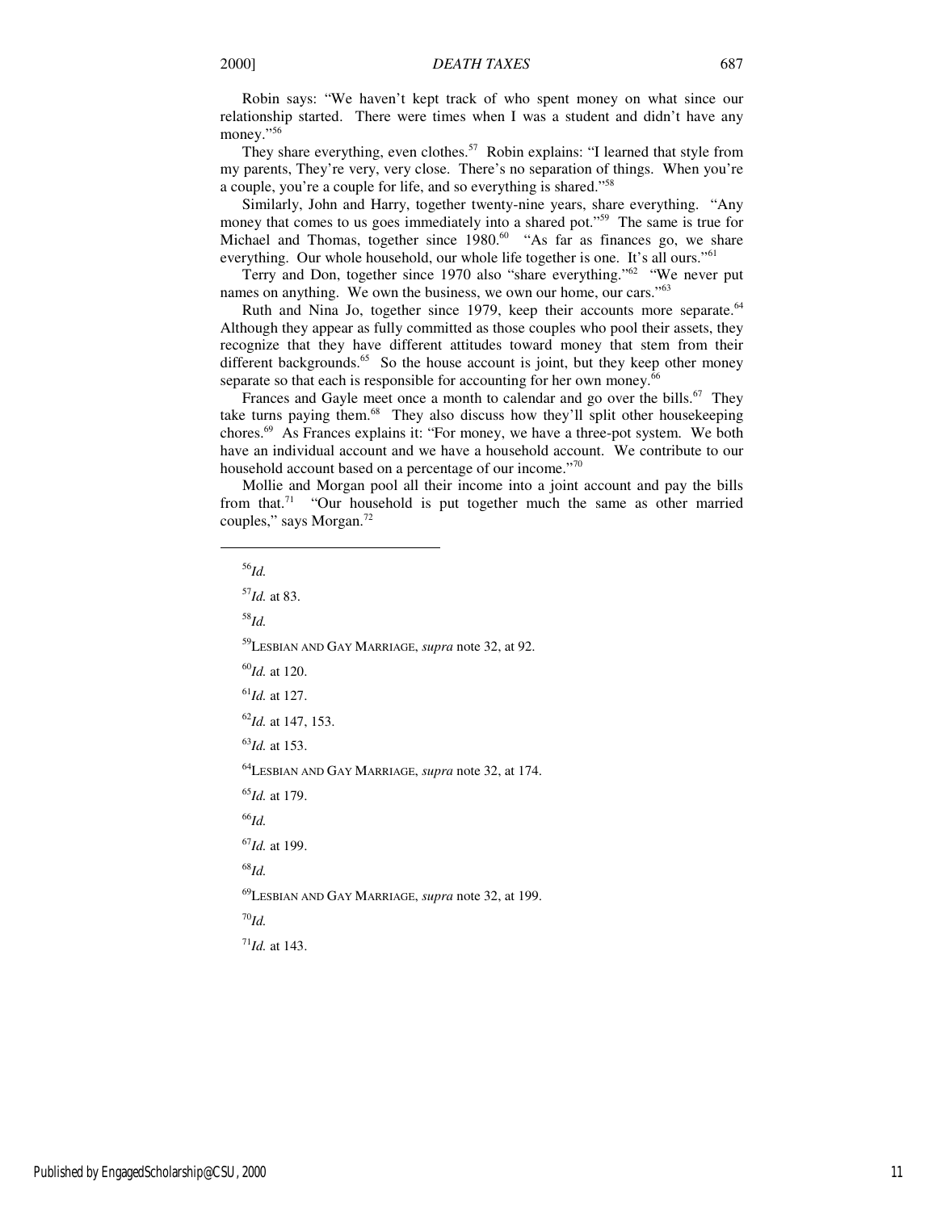Robin says: "We haven't kept track of who spent money on what since our relationship started. There were times when I was a student and didn't have any money."[56]

They share everything, even clothes.[57] Robin explains: "I learned that style from my parents, They're very, very close. There's no separation of things. When you're a couple, you're a couple for life, and so everything is shared."[58]

Similarly, John and Harry, together twenty-nine years, share everything. "Any money that comes to us goes immediately into a shared pot."[59] The same is true for Michael and Thomas, together since 1980.[60] "As far as finances go, we share everything. Our whole household, our whole life together is one. It's all ours."[61]

Terry and Don, together since 1970 also "share everything."[62] "We never put names on anything. We own the business, we own our home, our cars."[63]

Ruth and Nina Jo, together since 1979, keep their accounts more separate.[64] Although they appear as fully committed as those couples who pool their assets, they recognize that they have different attitudes toward money that stem from their different backgrounds.[65] So the house account is joint, but they keep other money separate so that each is responsible for accounting for her own money.[66]

Frances and Gayle meet once a month to calendar and go over the bills.[67] They take turns paying them.[68] They also discuss how they'll split other housekeeping chores.[69] As Frances explains it: "For money, we have a three-pot system. We both have an individual account and we have a household account. We contribute to our household account based on a percentage of our income."[70]

Mollie and Morgan pool all their income into a joint account and pay the bills from that.[71] "Our household is put together much the same as other married couples," says Morgan.[72]

---

[56]*Id.*

[57]*Id.* at 83.

[58]*Id.*

[59]LESBIAN AND GAY MARRIAGE, *supra* note 32, at 92.

[60]*Id.* at 120.

[61]*Id.* at 127.

[62]*Id.* at 147, 153.

[63]*Id.* at 153.

[64]LESBIAN AND GAY MARRIAGE, *supra* note 32, at 174.

[65]*Id.* at 179.

[66]*Id.*

[67]*Id.* at 199.

[68]*Id.*

[69]LESBIAN AND GAY MARRIAGE, *supra* note 32, at 199.

[70]*Id.*

[71]*Id.* at 143.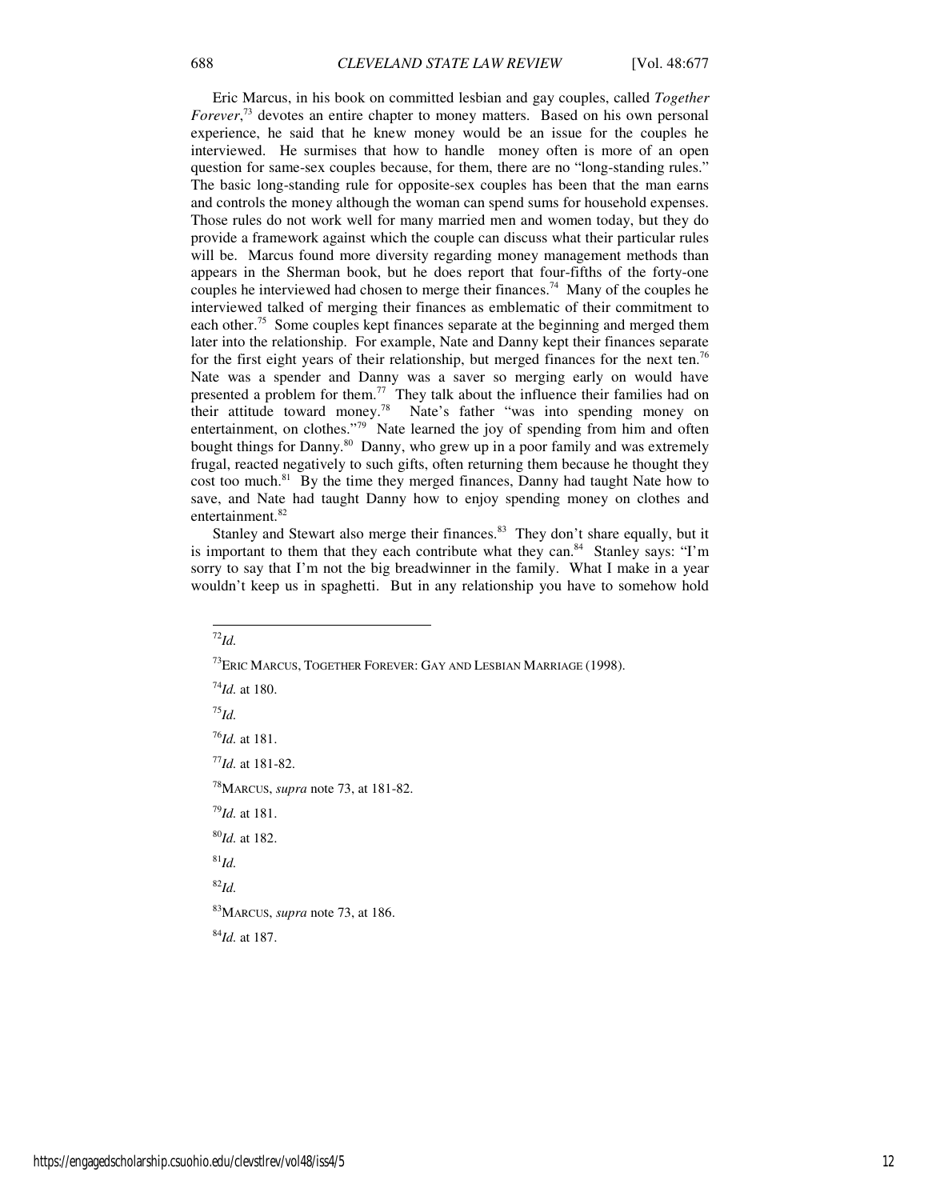Eric Marcus, in his book on committed lesbian and gay couples, called *Together Forever*,[73] devotes an entire chapter to money matters. Based on his own personal experience, he said that he knew money would be an issue for the couples he interviewed. He surmises that how to handle money often is more of an open question for same-sex couples because, for them, there are no "long-standing rules." The basic long-standing rule for opposite-sex couples has been that the man earns and controls the money although the woman can spend sums for household expenses. Those rules do not work well for many married men and women today, but they do provide a framework against which the couple can discuss what their particular rules will be. Marcus found more diversity regarding money management methods than appears in the Sherman book, but he does report that four-fifths of the forty-one couples he interviewed had chosen to merge their finances.[74] Many of the couples he interviewed talked of merging their finances as emblematic of their commitment to each other.[75] Some couples kept finances separate at the beginning and merged them later into the relationship. For example, Nate and Danny kept their finances separate for the first eight years of their relationship, but merged finances for the next ten.[76] Nate was a spender and Danny was a saver so merging early on would have presented a problem for them.[77] They talk about the influence their families had on their attitude toward money.[78] Nate's father "was into spending money on entertainment, on clothes."[79] Nate learned the joy of spending from him and often bought things for Danny.[80] Danny, who grew up in a poor family and was extremely frugal, reacted negatively to such gifts, often returning them because he thought they cost too much.[81] By the time they merged finances, Danny had taught Nate how to save, and Nate had taught Danny how to enjoy spending money on clothes and entertainment.[82]

Stanley and Stewart also merge their finances.[83] They don't share equally, but it is important to them that they each contribute what they can.[84] Stanley says: "I'm sorry to say that I'm not the big breadwinner in the family. What I make in a year wouldn't keep us in spaghetti. But in any relationship you have to somehow hold

---

[72] *Id.*

[73] ERIC MARCUS, TOGETHER FOREVER: GAY AND LESBIAN MARRIAGE (1998).

[74] *Id.* at 180.

[75] *Id.*

[76] *Id.* at 181.

[77] *Id.* at 181-82.

[78] MARCUS, *supra* note 73, at 181-82.

[79] *Id.* at 181.

[80] *Id.* at 182.

[81] *Id.*

[82] *Id.*

[83] MARCUS, *supra* note 73, at 186.

[84] *Id.* at 187.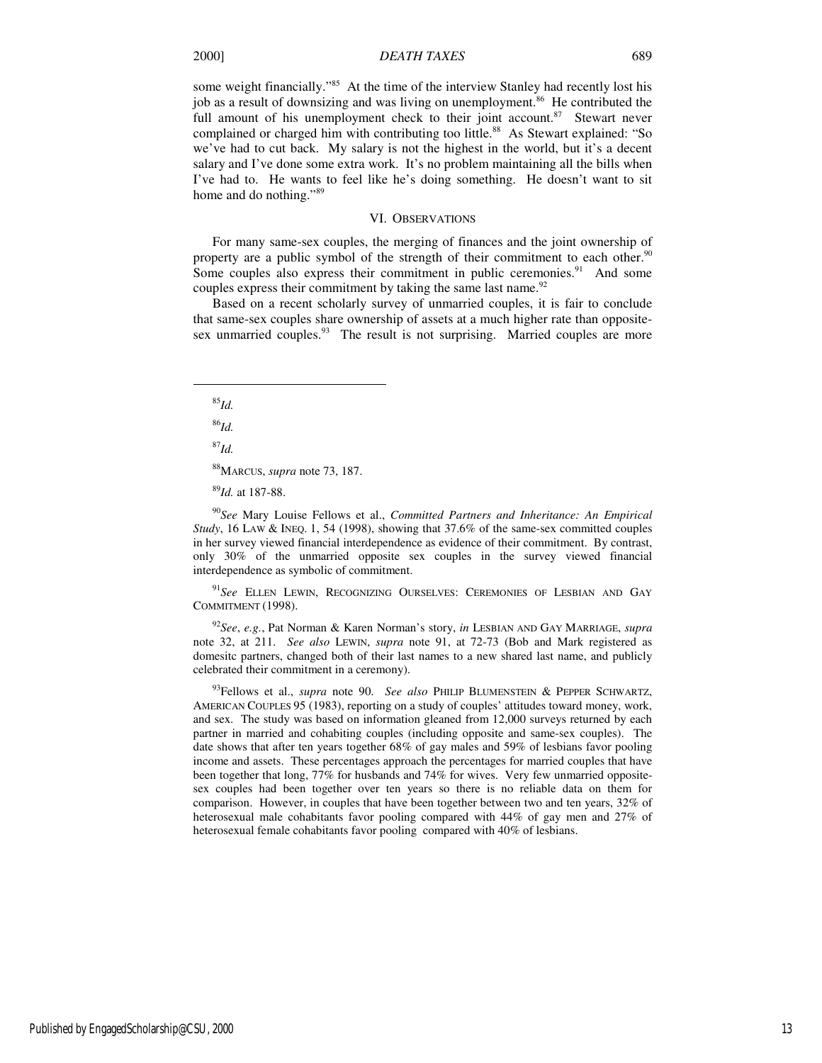some weight financially."[85] At the time of the interview Stanley had recently lost his job as a result of downsizing and was living on unemployment.[86] He contributed the full amount of his unemployment check to their joint account.[87] Stewart never complained or charged him with contributing too little.[88] As Stewart explained: "So we've had to cut back. My salary is not the highest in the world, but it's a decent salary and I've done some extra work. It's no problem maintaining all the bills when I've had to. He wants to feel like he's doing something. He doesn't want to sit home and do nothing."[89]

## VI. OBSERVATIONS

For many same-sex couples, the merging of finances and the joint ownership of property are a public symbol of the strength of their commitment to each other.[90] Some couples also express their commitment in public ceremonies.[91] And some couples express their commitment by taking the same last name.[92]

Based on a recent scholarly survey of unmarried couples, it is fair to conclude that same-sex couples share ownership of assets at a much higher rate than opposite-sex unmarried couples.[93] The result is not surprising. Married couples are more

---

[85]*Id.*

[86]*Id.*

[87]*Id.*

[88]MARCUS, *supra* note 73, 187.

[89]*Id.* at 187-88.

[90]*See* Mary Louise Fellows et al., *Committed Partners and Inheritance: An Empirical Study*, 16 LAW & INEQ. 1, 54 (1998), showing that 37.6% of the same-sex committed couples in her survey viewed financial interdependence as evidence of their commitment. By contrast, only 30% of the unmarried opposite sex couples in the survey viewed financial interdependence as symbolic of commitment.

[91]*See* ELLEN LEWIN, RECOGNIZING OURSELVES: CEREMONIES OF LESBIAN AND GAY COMMITMENT (1998).

[92]*See*, *e.g.*, Pat Norman & Karen Norman's story, *in* LESBIAN AND GAY MARRIAGE, *supra* note 32, at 211. *See also* LEWIN, *supra* note 91, at 72-73 (Bob and Mark registered as domesitc partners, changed both of their last names to a new shared last name, and publicly celebrated their commitment in a ceremony).

[93]Fellows et al., *supra* note 90. *See also* PHILIP BLUMENSTEIN & PEPPER SCHWARTZ, AMERICAN COUPLES 95 (1983), reporting on a study of couples' attitudes toward money, work, and sex. The study was based on information gleaned from 12,000 surveys returned by each partner in married and cohabiting couples (including opposite and same-sex couples). The date shows that after ten years together 68% of gay males and 59% of lesbians favor pooling income and assets. These percentages approach the percentages for married couples that have been together that long, 77% for husbands and 74% for wives. Very few unmarried opposite-sex couples had been together over ten years so there is no reliable data on them for comparison. However, in couples that have been together between two and ten years, 32% of heterosexual male cohabitants favor pooling compared with 44% of gay men and 27% of heterosexual female cohabitants favor pooling compared with 40% of lesbians.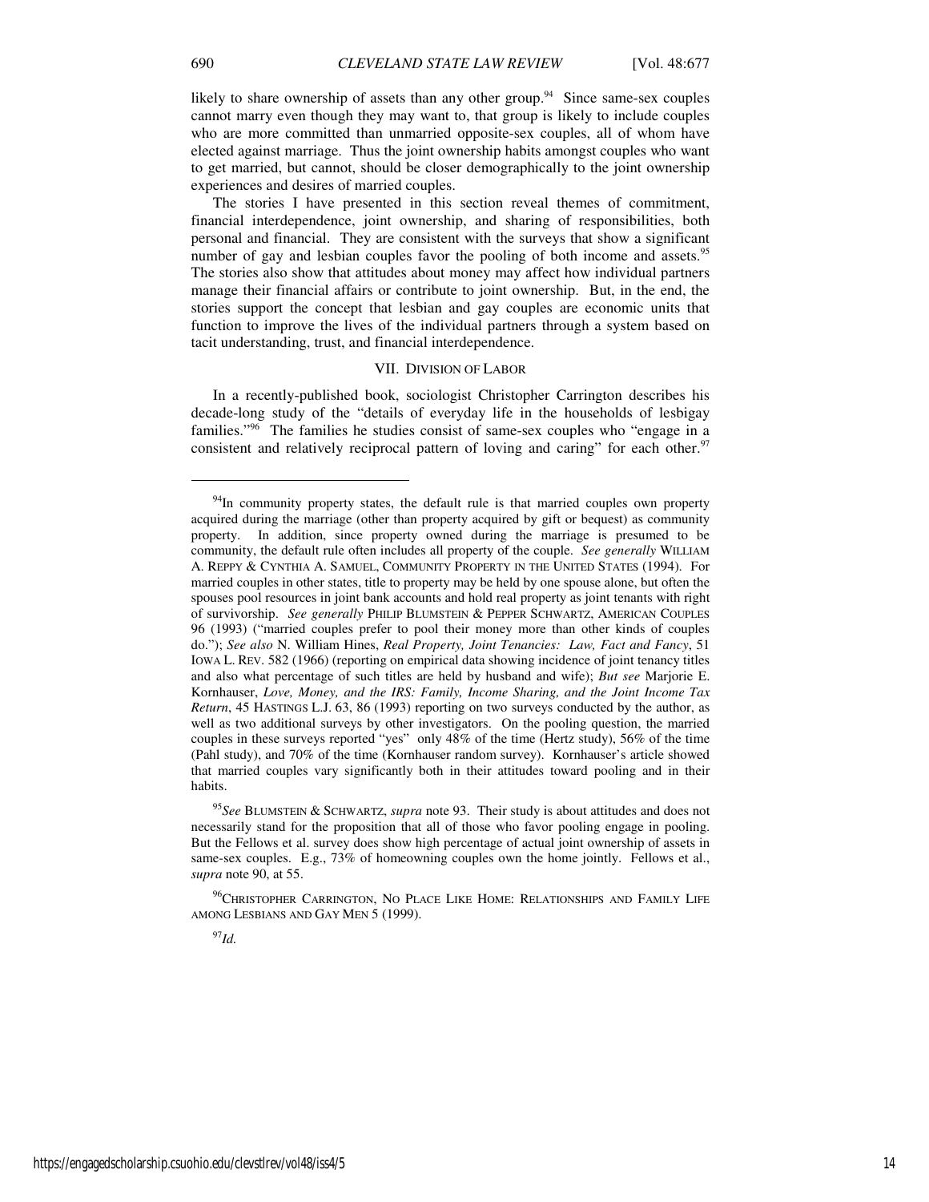likely to share ownership of assets than any other group.[94] Since same-sex couples cannot marry even though they may want to, that group is likely to include couples who are more committed than unmarried opposite-sex couples, all of whom have elected against marriage. Thus the joint ownership habits amongst couples who want to get married, but cannot, should be closer demographically to the joint ownership experiences and desires of married couples.

The stories I have presented in this section reveal themes of commitment, financial interdependence, joint ownership, and sharing of responsibilities, both personal and financial. They are consistent with the surveys that show a significant number of gay and lesbian couples favor the pooling of both income and assets.[95] The stories also show that attitudes about money may affect how individual partners manage their financial affairs or contribute to joint ownership. But, in the end, the stories support the concept that lesbian and gay couples are economic units that function to improve the lives of the individual partners through a system based on tacit understanding, trust, and financial interdependence.

## VII. DIVISION OF LABOR

In a recently-published book, sociologist Christopher Carrington describes his decade-long study of the "details of everyday life in the households of lesbigay families."[96] The families he studies consist of same-sex couples who "engage in a consistent and relatively reciprocal pattern of loving and caring" for each other.[97]

---

[94]In community property states, the default rule is that married couples own property acquired during the marriage (other than property acquired by gift or bequest) as community property. In addition, since property owned during the marriage is presumed to be community, the default rule often includes all property of the couple. *See generally* WILLIAM A. REPPY & CYNTHIA A. SAMUEL, COMMUNITY PROPERTY IN THE UNITED STATES (1994). For married couples in other states, title to property may be held by one spouse alone, but often the spouses pool resources in joint bank accounts and hold real property as joint tenants with right of survivorship. *See generally* PHILIP BLUMSTEIN & PEPPER SCHWARTZ, AMERICAN COUPLES 96 (1993) ("married couples prefer to pool their money more than other kinds of couples do."); *See also* N. William Hines, *Real Property, Joint Tenancies: Law, Fact and Fancy*, 51 IOWA L. REV. 582 (1966) (reporting on empirical data showing incidence of joint tenancy titles and also what percentage of such titles are held by husband and wife); *But see* Marjorie E. Kornhauser, *Love, Money, and the IRS: Family, Income Sharing, and the Joint Income Tax Return*, 45 HASTINGS L.J. 63, 86 (1993) reporting on two surveys conducted by the author, as well as two additional surveys by other investigators. On the pooling question, the married couples in these surveys reported "yes" only 48% of the time (Hertz study), 56% of the time (Pahl study), and 70% of the time (Kornhauser random survey). Kornhauser's article showed that married couples vary significantly both in their attitudes toward pooling and in their habits.

[95]*See* BLUMSTEIN & SCHWARTZ, *supra* note 93. Their study is about attitudes and does not necessarily stand for the proposition that all of those who favor pooling engage in pooling. But the Fellows et al. survey does show high percentage of actual joint ownership of assets in same-sex couples. E.g., 73% of homeowning couples own the home jointly. Fellows et al., *supra* note 90, at 55.

[96]CHRISTOPHER CARRINGTON, NO PLACE LIKE HOME: RELATIONSHIPS AND FAMILY LIFE AMONG LESBIANS AND GAY MEN 5 (1999).

[97]*Id.*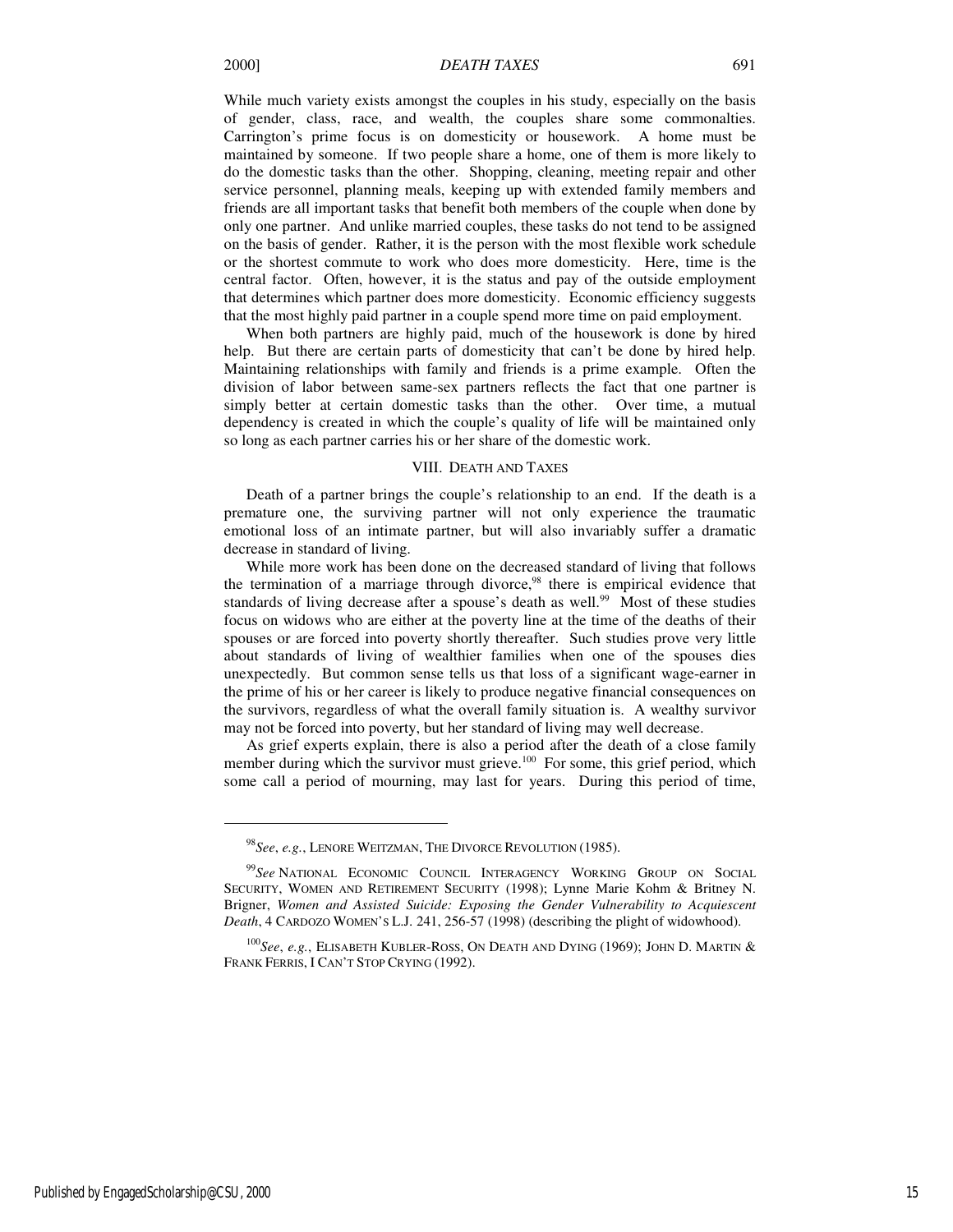While much variety exists amongst the couples in his study, especially on the basis of gender, class, race, and wealth, the couples share some commonalties. Carrington's prime focus is on domesticity or housework. A home must be maintained by someone. If two people share a home, one of them is more likely to do the domestic tasks than the other. Shopping, cleaning, meeting repair and other service personnel, planning meals, keeping up with extended family members and friends are all important tasks that benefit both members of the couple when done by only one partner. And unlike married couples, these tasks do not tend to be assigned on the basis of gender. Rather, it is the person with the most flexible work schedule or the shortest commute to work who does more domesticity. Here, time is the central factor. Often, however, it is the status and pay of the outside employment that determines which partner does more domesticity. Economic efficiency suggests that the most highly paid partner in a couple spend more time on paid employment.

When both partners are highly paid, much of the housework is done by hired help. But there are certain parts of domesticity that can't be done by hired help. Maintaining relationships with family and friends is a prime example. Often the division of labor between same-sex partners reflects the fact that one partner is simply better at certain domestic tasks than the other. Over time, a mutual dependency is created in which the couple's quality of life will be maintained only so long as each partner carries his or her share of the domestic work.

## VIII. Death and Taxes

Death of a partner brings the couple's relationship to an end. If the death is a premature one, the surviving partner will not only experience the traumatic emotional loss of an intimate partner, but will also invariably suffer a dramatic decrease in standard of living.

While more work has been done on the decreased standard of living that follows the termination of a marriage through divorce,[98] there is empirical evidence that standards of living decrease after a spouse's death as well.[99] Most of these studies focus on widows who are either at the poverty line at the time of the deaths of their spouses or are forced into poverty shortly thereafter. Such studies prove very little about standards of living of wealthier families when one of the spouses dies unexpectedly. But common sense tells us that loss of a significant wage-earner in the prime of his or her career is likely to produce negative financial consequences on the survivors, regardless of what the overall family situation is. A wealthy survivor may not be forced into poverty, but her standard of living may well decrease.

As grief experts explain, there is also a period after the death of a close family member during which the survivor must grieve.[100] For some, this grief period, which some call a period of mourning, may last for years. During this period of time,

---

[98] *See*, *e.g.*, LENORE WEITZMAN, THE DIVORCE REVOLUTION (1985).

[99] *See* NATIONAL ECONOMIC COUNCIL INTERAGENCY WORKING GROUP ON SOCIAL SECURITY, WOMEN AND RETIREMENT SECURITY (1998); Lynne Marie Kohm & Britney N. Brigner, *Women and Assisted Suicide: Exposing the Gender Vulnerability to Acquiescent Death*, 4 CARDOZO WOMEN'S L.J. 241, 256-57 (1998) (describing the plight of widowhood).

[100] *See*, *e.g.*, ELISABETH KUBLER-ROSS, ON DEATH AND DYING (1969); JOHN D. MARTIN & FRANK FERRIS, I CAN'T STOP CRYING (1992).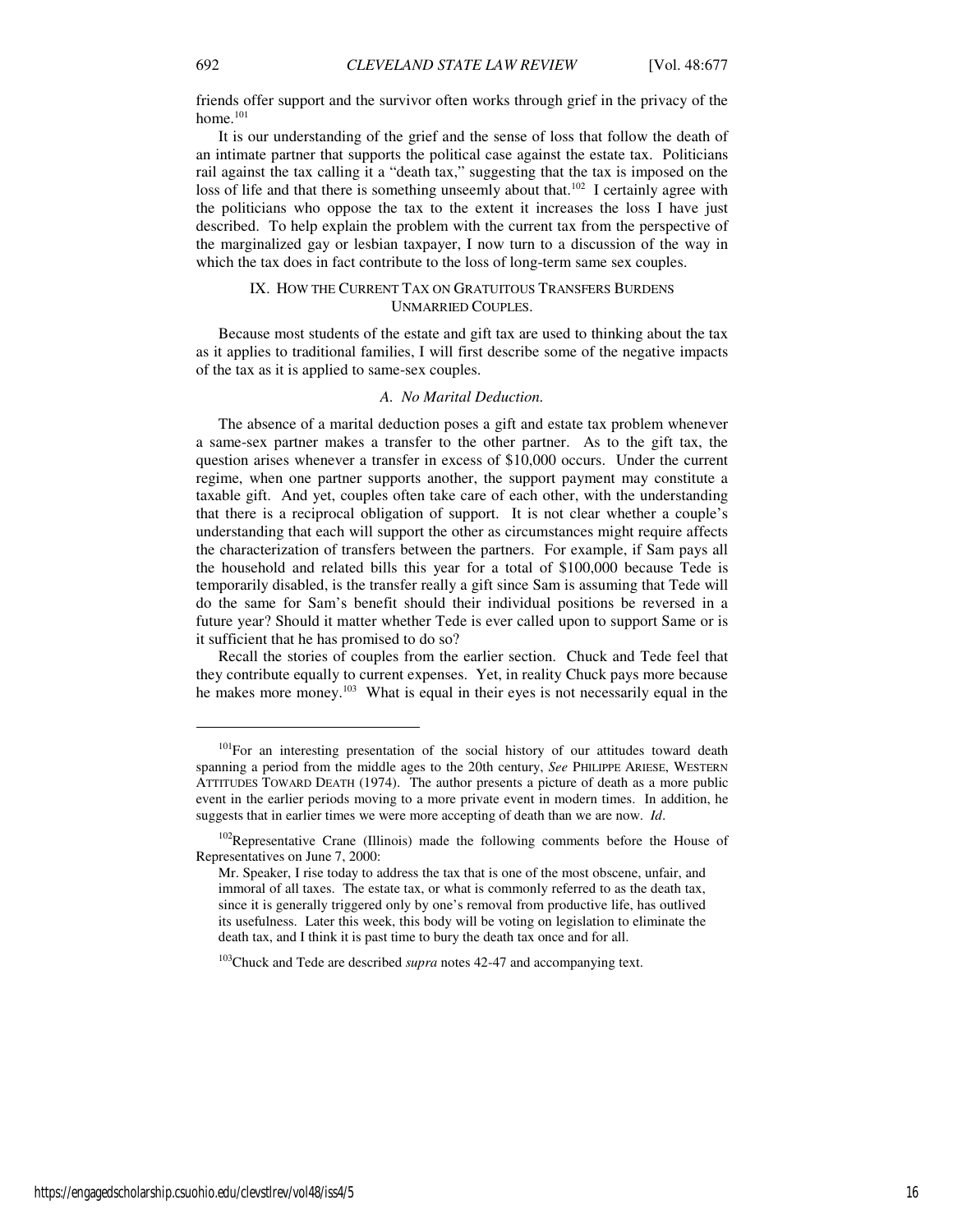friends offer support and the survivor often works through grief in the privacy of the home.[101]

It is our understanding of the grief and the sense of loss that follow the death of an intimate partner that supports the political case against the estate tax. Politicians rail against the tax calling it a "death tax," suggesting that the tax is imposed on the loss of life and that there is something unseemly about that.[102] I certainly agree with the politicians who oppose the tax to the extent it increases the loss I have just described. To help explain the problem with the current tax from the perspective of the marginalized gay or lesbian taxpayer, I now turn to a discussion of the way in which the tax does in fact contribute to the loss of long-term same sex couples.

## IX. How the Current Tax on Gratuitous Transfers Burdens Unmarried Couples.

Because most students of the estate and gift tax are used to thinking about the tax as it applies to traditional families, I will first describe some of the negative impacts of the tax as it is applied to same-sex couples.

### *A. No Marital Deduction.*

The absence of a marital deduction poses a gift and estate tax problem whenever a same-sex partner makes a transfer to the other partner. As to the gift tax, the question arises whenever a transfer in excess of $10,000 occurs. Under the current regime, when one partner supports another, the support payment may constitute a taxable gift. And yet, couples often take care of each other, with the understanding that there is a reciprocal obligation of support. It is not clear whether a couple's understanding that each will support the other as circumstances might require affects the characterization of transfers between the partners. For example, if Sam pays all the household and related bills this year for a total of $100,000 because Tede is temporarily disabled, is the transfer really a gift since Sam is assuming that Tede will do the same for Sam's benefit should their individual positions be reversed in a future year? Should it matter whether Tede is ever called upon to support Same or is it sufficient that he has promised to do so?

Recall the stories of couples from the earlier section. Chuck and Tede feel that they contribute equally to current expenses. Yet, in reality Chuck pays more because he makes more money.[103] What is equal in their eyes is not necessarily equal in the

---

[101]For an interesting presentation of the social history of our attitudes toward death spanning a period from the middle ages to the 20th century, *See* Philippe Ariese, Western Attitudes Toward Death (1974). The author presents a picture of death as a more public event in the earlier periods moving to a more private event in modern times. In addition, he suggests that in earlier times we were more accepting of death than we are now. *Id*.

[102]Representative Crane (Illinois) made the following comments before the House of Representatives on June 7, 2000:

> Mr. Speaker, I rise today to address the tax that is one of the most obscene, unfair, and immoral of all taxes. The estate tax, or what is commonly referred to as the death tax, since it is generally triggered only by one's removal from productive life, has outlived its usefulness. Later this week, this body will be voting on legislation to eliminate the death tax, and I think it is past time to bury the death tax once and for all.

[103]Chuck and Tede are described *supra* notes 42-47 and accompanying text.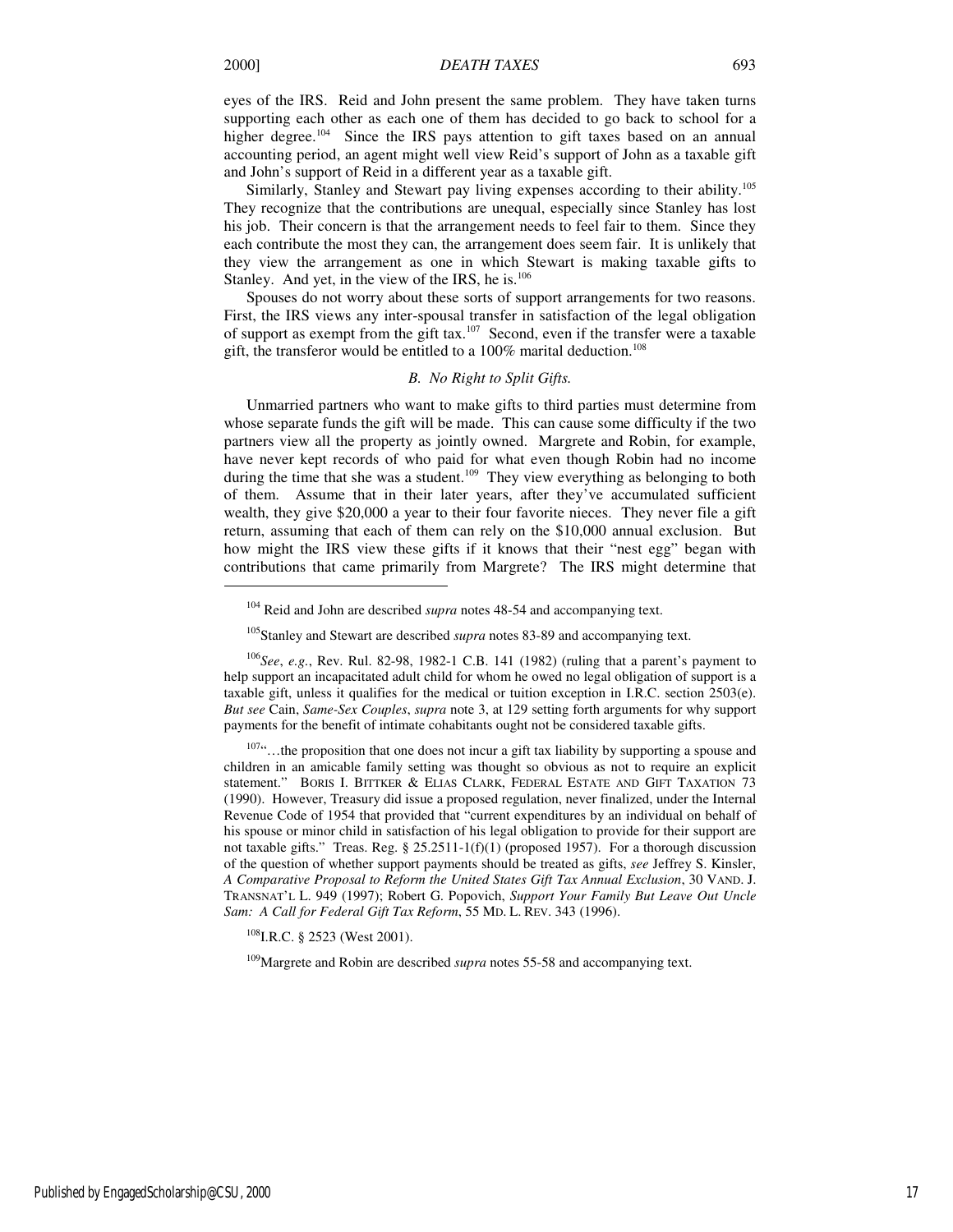eyes of the IRS. Reid and John present the same problem. They have taken turns supporting each other as each one of them has decided to go back to school for a higher degree.[104] Since the IRS pays attention to gift taxes based on an annual accounting period, an agent might well view Reid's support of John as a taxable gift and John's support of Reid in a different year as a taxable gift.

Similarly, Stanley and Stewart pay living expenses according to their ability.[105] They recognize that the contributions are unequal, especially since Stanley has lost his job. Their concern is that the arrangement needs to feel fair to them. Since they each contribute the most they can, the arrangement does seem fair. It is unlikely that they view the arrangement as one in which Stewart is making taxable gifts to Stanley. And yet, in the view of the IRS, he is.[106]

Spouses do not worry about these sorts of support arrangements for two reasons. First, the IRS views any inter-spousal transfer in satisfaction of the legal obligation of support as exempt from the gift tax.[107] Second, even if the transfer were a taxable gift, the transferor would be entitled to a 100% marital deduction.[108]

### *B. No Right to Split Gifts.*

Unmarried partners who want to make gifts to third parties must determine from whose separate funds the gift will be made. This can cause some difficulty if the two partners view all the property as jointly owned. Margrete and Robin, for example, have never kept records of who paid for what even though Robin had no income during the time that she was a student.[109] They view everything as belonging to both of them. Assume that in their later years, after they've accumulated sufficient wealth, they give $20,000 a year to their four favorite nieces. They never file a gift return, assuming that each of them can rely on the $10,000 annual exclusion. But how might the IRS view these gifts if it knows that their "nest egg" began with contributions that came primarily from Margrete? The IRS might determine that

---

[104] Reid and John are described *supra* notes 48-54 and accompanying text.

[105] Stanley and Stewart are described *supra* notes 83-89 and accompanying text.

[106] *See*, *e.g.*, Rev. Rul. 82-98, 1982-1 C.B. 141 (1982) (ruling that a parent's payment to help support an incapacitated adult child for whom he owed no legal obligation of support is a taxable gift, unless it qualifies for the medical or tuition exception in I.R.C. section 2503(e). *But see* Cain, *Same-Sex Couples*, *supra* note 3, at 129 setting forth arguments for why support payments for the benefit of intimate cohabitants ought not be considered taxable gifts.

[107] "…the proposition that one does not incur a gift tax liability by supporting a spouse and children in an amicable family setting was thought so obvious as not to require an explicit statement." BORIS I. BITTKER & ELIAS CLARK, FEDERAL ESTATE AND GIFT TAXATION 73 (1990). However, Treasury did issue a proposed regulation, never finalized, under the Internal Revenue Code of 1954 that provided that "current expenditures by an individual on behalf of his spouse or minor child in satisfaction of his legal obligation to provide for their support are not taxable gifts." Treas. Reg. § 25.2511-1(f)(1) (proposed 1957). For a thorough discussion of the question of whether support payments should be treated as gifts, *see* Jeffrey S. Kinsler, *A Comparative Proposal to Reform the United States Gift Tax Annual Exclusion*, 30 VAND. J. TRANSNAT'L L. 949 (1997); Robert G. Popovich, *Support Your Family But Leave Out Uncle Sam: A Call for Federal Gift Tax Reform*, 55 MD. L. REV. 343 (1996).

[108] I.R.C. § 2523 (West 2001).

[109] Margrete and Robin are described *supra* notes 55-58 and accompanying text.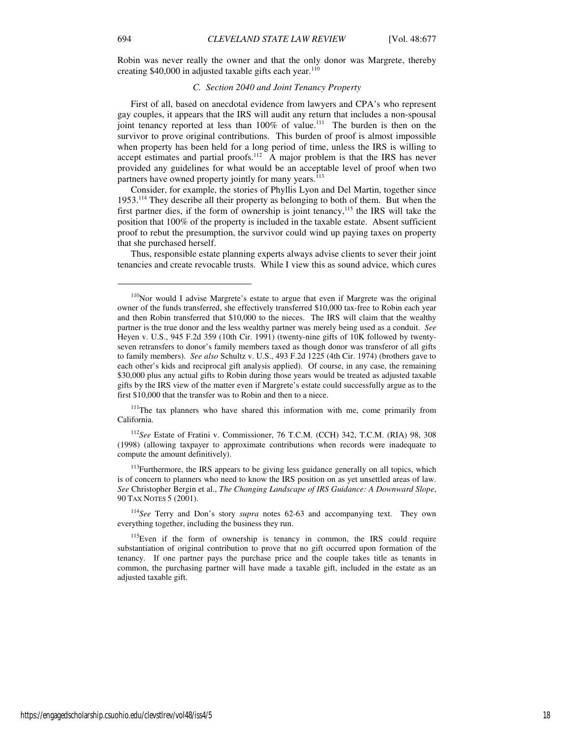Robin was never really the owner and that the only donor was Margrete, thereby creating $40,000 in adjusted taxable gifts each year.[110]

### *C. Section 2040 and Joint Tenancy Property*

First of all, based on anecdotal evidence from lawyers and CPA's who represent gay couples, it appears that the IRS will audit any return that includes a non-spousal joint tenancy reported at less than 100% of value.[111] The burden is then on the survivor to prove original contributions. This burden of proof is almost impossible when property has been held for a long period of time, unless the IRS is willing to accept estimates and partial proofs.[112] A major problem is that the IRS has never provided any guidelines for what would be an acceptable level of proof when two partners have owned property jointly for many years.[113]

Consider, for example, the stories of Phyllis Lyon and Del Martin, together since 1953.[114] They describe all their property as belonging to both of them. But when the first partner dies, if the form of ownership is joint tenancy,[115] the IRS will take the position that 100% of the property is included in the taxable estate. Absent sufficient proof to rebut the presumption, the survivor could wind up paying taxes on property that she purchased herself.

Thus, responsible estate planning experts always advise clients to sever their joint tenancies and create revocable trusts. While I view this as sound advice, which cures

---

[110]Nor would I advise Margrete's estate to argue that even if Margrete was the original owner of the funds transferred, she effectively transferred $10,000 tax-free to Robin each year and then Robin transferred that $10,000 to the nieces. The IRS will claim that the wealthy partner is the true donor and the less wealthy partner was merely being used as a conduit. *See* Heyen v. U.S., 945 F.2d 359 (10th Cir. 1991) (twenty-nine gifts of 10K followed by twenty-seven retransfers to donor's family members taxed as though donor was transferor of all gifts to family members). *See also* Schultz v. U.S., 493 F.2d 1225 (4th Cir. 1974) (brothers gave to each other's kids and reciprocal gift analysis applied). Of course, in any case, the remaining $30,000 plus any actual gifts to Robin during those years would be treated as adjusted taxable gifts by the IRS view of the matter even if Margrete's estate could successfully argue as to the first $10,000 that the transfer was to Robin and then to a niece.

[111]The tax planners who have shared this information with me, come primarily from California.

[112]*See* Estate of Fratini v. Commissioner, 76 T.C.M. (CCH) 342, T.C.M. (RIA) 98, 308 (1998) (allowing taxpayer to approximate contributions when records were inadequate to compute the amount definitively).

[113]Furthermore, the IRS appears to be giving less guidance generally on all topics, which is of concern to planners who need to know the IRS position on as yet unsettled areas of law. *See* Christopher Bergin et al., *The Changing Landscape of IRS Guidance: A Downward Slope*, 90 TAX NOTES 5 (2001).

[114]*See* Terry and Don's story *supra* notes 62-63 and accompanying text. They own everything together, including the business they run.

[115]Even if the form of ownership is tenancy in common, the IRS could require substantiation of original contribution to prove that no gift occurred upon formation of the tenancy. If one partner pays the purchase price and the couple takes title as tenants in common, the purchasing partner will have made a taxable gift, included in the estate as an adjusted taxable gift.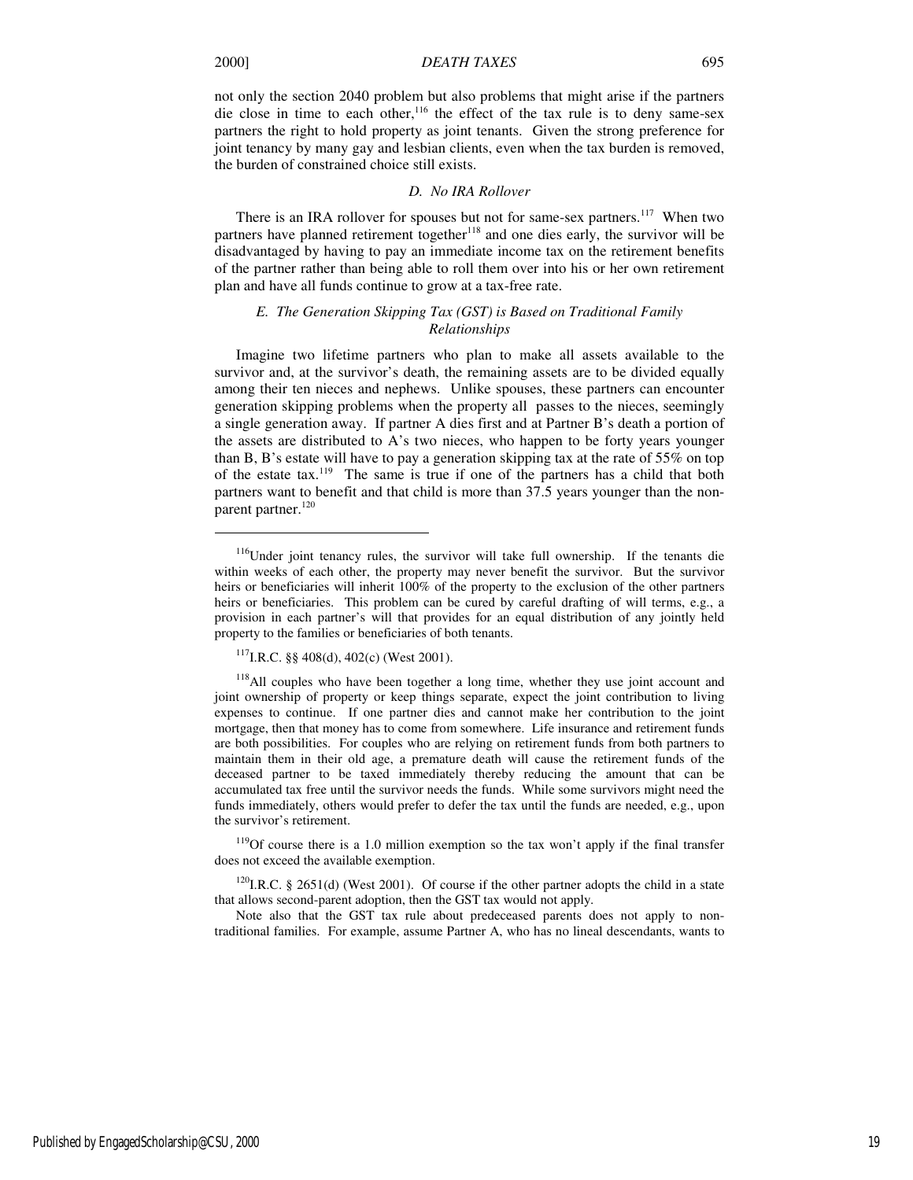not only the section 2040 problem but also problems that might arise if the partners die close in time to each other,[116] the effect of the tax rule is to deny same-sex partners the right to hold property as joint tenants. Given the strong preference for joint tenancy by many gay and lesbian clients, even when the tax burden is removed, the burden of constrained choice still exists.

### *D. No IRA Rollover*

There is an IRA rollover for spouses but not for same-sex partners.[117] When two partners have planned retirement together[118] and one dies early, the survivor will be disadvantaged by having to pay an immediate income tax on the retirement benefits of the partner rather than being able to roll them over into his or her own retirement plan and have all funds continue to grow at a tax-free rate.

### *E. The Generation Skipping Tax (GST) is Based on Traditional Family Relationships*

Imagine two lifetime partners who plan to make all assets available to the survivor and, at the survivor's death, the remaining assets are to be divided equally among their ten nieces and nephews. Unlike spouses, these partners can encounter generation skipping problems when the property all passes to the nieces, seemingly a single generation away. If partner A dies first and at Partner B's death a portion of the assets are distributed to A's two nieces, who happen to be forty years younger than B, B's estate will have to pay a generation skipping tax at the rate of 55% on top of the estate tax.[119] The same is true if one of the partners has a child that both partners want to benefit and that child is more than 37.5 years younger than the non-parent partner.[120]

---

[116]Under joint tenancy rules, the survivor will take full ownership. If the tenants die within weeks of each other, the property may never benefit the survivor. But the survivor heirs or beneficiaries will inherit 100% of the property to the exclusion of the other partners heirs or beneficiaries. This problem can be cured by careful drafting of will terms, e.g., a provision in each partner's will that provides for an equal distribution of any jointly held property to the families or beneficiaries of both tenants.

[117]I.R.C. §§ 408(d), 402(c) (West 2001).

[118]All couples who have been together a long time, whether they use joint account and joint ownership of property or keep things separate, expect the joint contribution to living expenses to continue. If one partner dies and cannot make her contribution to the joint mortgage, then that money has to come from somewhere. Life insurance and retirement funds are both possibilities. For couples who are relying on retirement funds from both partners to maintain them in their old age, a premature death will cause the retirement funds of the deceased partner to be taxed immediately thereby reducing the amount that can be accumulated tax free until the survivor needs the funds. While some survivors might need the funds immediately, others would prefer to defer the tax until the funds are needed, e.g., upon the survivor's retirement.

[119]Of course there is a 1.0 million exemption so the tax won't apply if the final transfer does not exceed the available exemption.

[120]I.R.C. § 2651(d) (West 2001). Of course if the other partner adopts the child in a state that allows second-parent adoption, then the GST tax would not apply.

Note also that the GST tax rule about predeceased parents does not apply to non-traditional families. For example, assume Partner A, who has no lineal descendants, wants to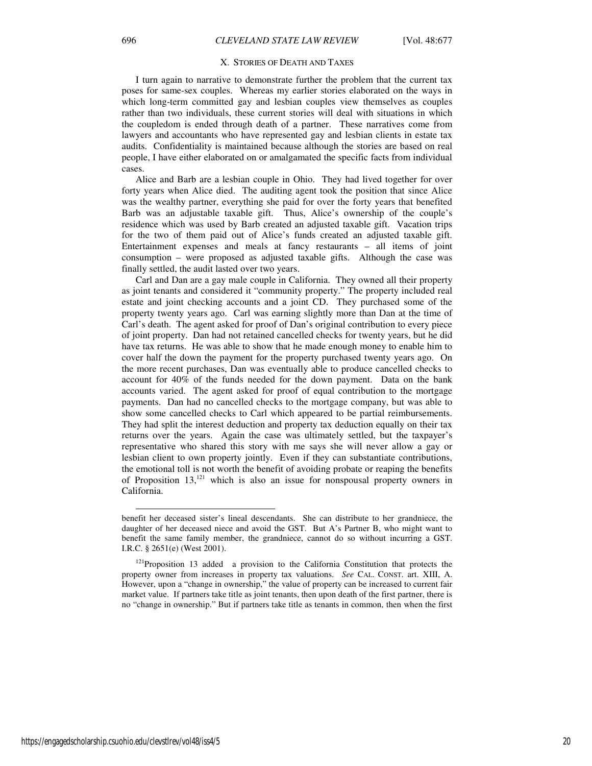## X. STORIES OF DEATH AND TAXES

I turn again to narrative to demonstrate further the problem that the current tax poses for same-sex couples. Whereas my earlier stories elaborated on the ways in which long-term committed gay and lesbian couples view themselves as couples rather than two individuals, these current stories will deal with situations in which the coupledom is ended through death of a partner. These narratives come from lawyers and accountants who have represented gay and lesbian clients in estate tax audits. Confidentiality is maintained because although the stories are based on real people, I have either elaborated on or amalgamated the specific facts from individual cases.

Alice and Barb are a lesbian couple in Ohio. They had lived together for over forty years when Alice died. The auditing agent took the position that since Alice was the wealthy partner, everything she paid for over the forty years that benefited Barb was an adjustable taxable gift. Thus, Alice's ownership of the couple's residence which was used by Barb created an adjusted taxable gift. Vacation trips for the two of them paid out of Alice's funds created an adjusted taxable gift. Entertainment expenses and meals at fancy restaurants – all items of joint consumption – were proposed as adjusted taxable gifts. Although the case was finally settled, the audit lasted over two years.

Carl and Dan are a gay male couple in California. They owned all their property as joint tenants and considered it "community property." The property included real estate and joint checking accounts and a joint CD. They purchased some of the property twenty years ago. Carl was earning slightly more than Dan at the time of Carl's death. The agent asked for proof of Dan's original contribution to every piece of joint property. Dan had not retained cancelled checks for twenty years, but he did have tax returns. He was able to show that he made enough money to enable him to cover half the down the payment for the property purchased twenty years ago. On the more recent purchases, Dan was eventually able to produce cancelled checks to account for 40% of the funds needed for the down payment. Data on the bank accounts varied. The agent asked for proof of equal contribution to the mortgage payments. Dan had no cancelled checks to the mortgage company, but was able to show some cancelled checks to Carl which appeared to be partial reimbursements. They had split the interest deduction and property tax deduction equally on their tax returns over the years. Again the case was ultimately settled, but the taxpayer's representative who shared this story with me says she will never allow a gay or lesbian client to own property jointly. Even if they can substantiate contributions, the emotional toll is not worth the benefit of avoiding probate or reaping the benefits of Proposition 13,[121] which is also an issue for nonspousal property owners in California.

---

benefit her deceased sister's lineal descendants. She can distribute to her grandniece, the daughter of her deceased niece and avoid the GST. But A's Partner B, who might want to benefit the same family member, the grandniece, cannot do so without incurring a GST. I.R.C. § 2651(e) (West 2001).

[121]Proposition 13 added a provision to the California Constitution that protects the property owner from increases in property tax valuations. *See* CAL. CONST. art. XIII, A. However, upon a "change in ownership," the value of property can be increased to current fair market value. If partners take title as joint tenants, then upon death of the first partner, there is no "change in ownership." But if partners take title as tenants in common, then when the first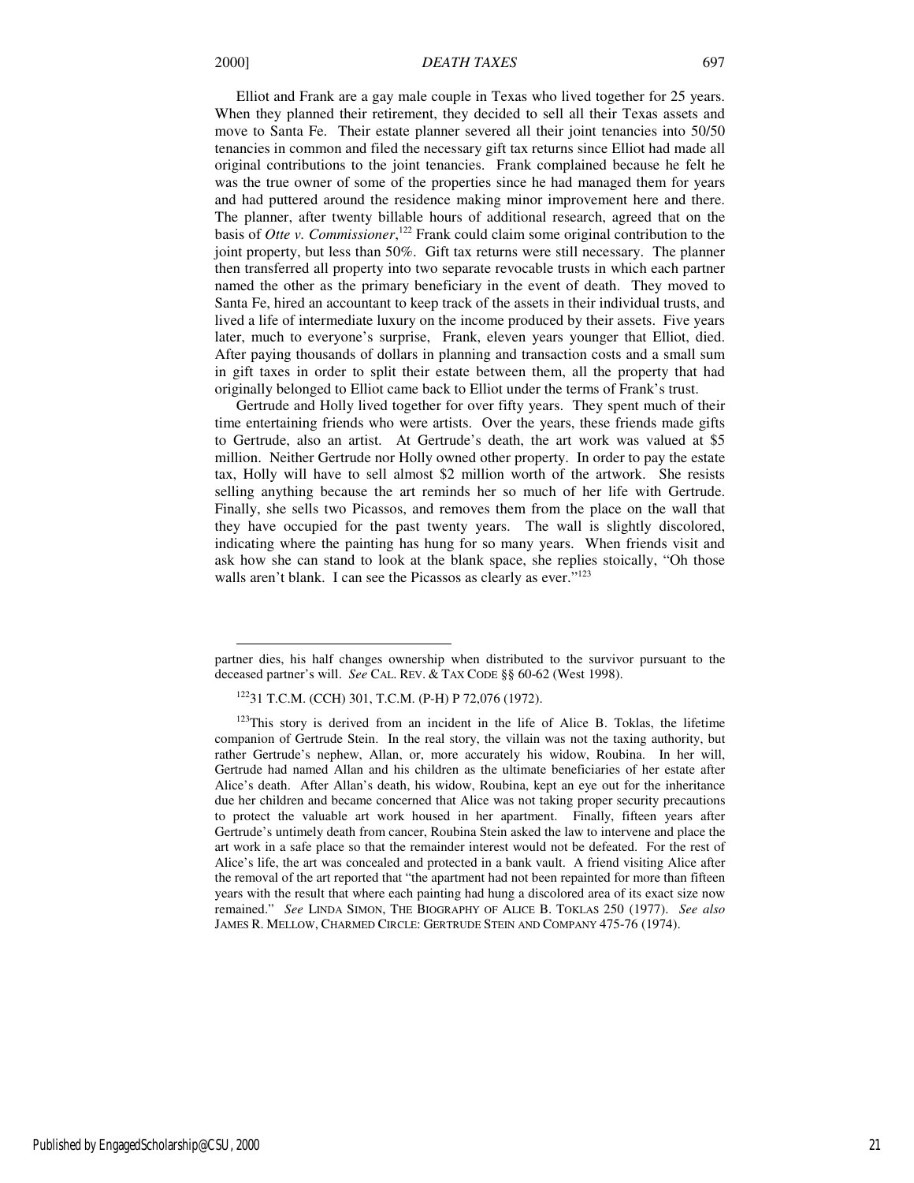Elliot and Frank are a gay male couple in Texas who lived together for 25 years. When they planned their retirement, they decided to sell all their Texas assets and move to Santa Fe. Their estate planner severed all their joint tenancies into 50/50 tenancies in common and filed the necessary gift tax returns since Elliot had made all original contributions to the joint tenancies. Frank complained because he felt he was the true owner of some of the properties since he had managed them for years and had puttered around the residence making minor improvement here and there. The planner, after twenty billable hours of additional research, agreed that on the basis of *Otte v. Commissioner*,[122] Frank could claim some original contribution to the joint property, but less than 50%. Gift tax returns were still necessary. The planner then transferred all property into two separate revocable trusts in which each partner named the other as the primary beneficiary in the event of death. They moved to Santa Fe, hired an accountant to keep track of the assets in their individual trusts, and lived a life of intermediate luxury on the income produced by their assets. Five years later, much to everyone's surprise, Frank, eleven years younger that Elliot, died. After paying thousands of dollars in planning and transaction costs and a small sum in gift taxes in order to split their estate between them, all the property that had originally belonged to Elliot came back to Elliot under the terms of Frank's trust.

Gertrude and Holly lived together for over fifty years. They spent much of their time entertaining friends who were artists. Over the years, these friends made gifts to Gertrude, also an artist. At Gertrude's death, the art work was valued at $5 million. Neither Gertrude nor Holly owned other property. In order to pay the estate tax, Holly will have to sell almost $2 million worth of the artwork. She resists selling anything because the art reminds her so much of her life with Gertrude. Finally, she sells two Picassos, and removes them from the place on the wall that they have occupied for the past twenty years. The wall is slightly discolored, indicating where the painting has hung for so many years. When friends visit and ask how she can stand to look at the blank space, she replies stoically, "Oh those walls aren't blank. I can see the Picassos as clearly as ever."[123]

---

partner dies, his half changes ownership when distributed to the survivor pursuant to the deceased partner's will. *See* CAL. REV. & TAX CODE §§ 60-62 (West 1998).

[122] 31 T.C.M. (CCH) 301, T.C.M. (P-H) P 72,076 (1972).

[123] This story is derived from an incident in the life of Alice B. Toklas, the lifetime companion of Gertrude Stein. In the real story, the villain was not the taxing authority, but rather Gertrude's nephew, Allan, or, more accurately his widow, Roubina. In her will, Gertrude had named Allan and his children as the ultimate beneficiaries of her estate after Alice's death. After Allan's death, his widow, Roubina, kept an eye out for the inheritance due her children and became concerned that Alice was not taking proper security precautions to protect the valuable art work housed in her apartment. Finally, fifteen years after Gertrude's untimely death from cancer, Roubina Stein asked the law to intervene and place the art work in a safe place so that the remainder interest would not be defeated. For the rest of Alice's life, the art was concealed and protected in a bank vault. A friend visiting Alice after the removal of the art reported that "the apartment had not been repainted for more than fifteen years with the result that where each painting had hung a discolored area of its exact size now remained." *See* LINDA SIMON, THE BIOGRAPHY OF ALICE B. TOKLAS 250 (1977). *See also* JAMES R. MELLOW, CHARMED CIRCLE: GERTRUDE STEIN AND COMPANY 475-76 (1974).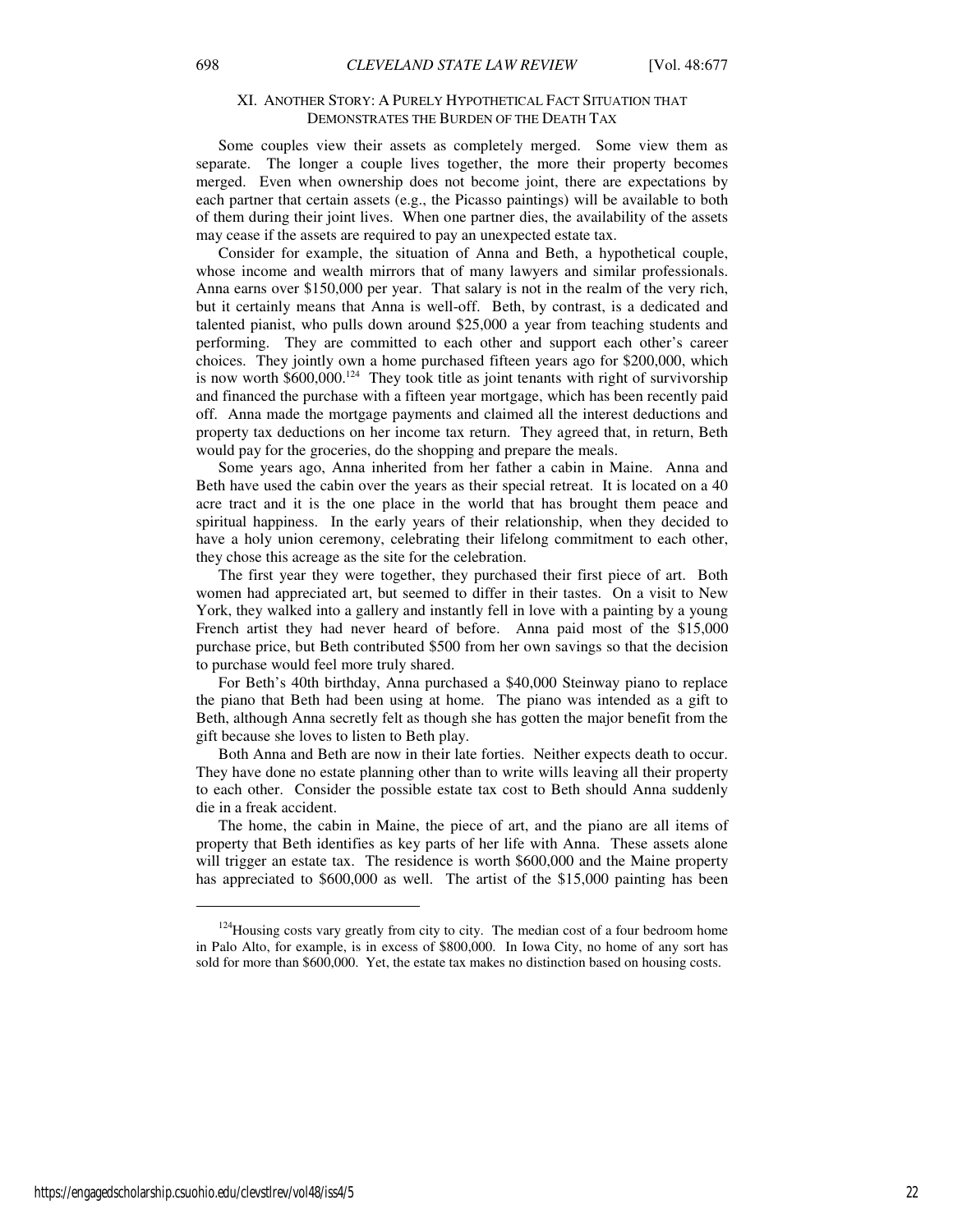## XI. Another Story: A Purely Hypothetical Fact Situation that Demonstrates the Burden of the Death Tax

Some couples view their assets as completely merged. Some view them as separate. The longer a couple lives together, the more their property becomes merged. Even when ownership does not become joint, there are expectations by each partner that certain assets (e.g., the Picasso paintings) will be available to both of them during their joint lives. When one partner dies, the availability of the assets may cease if the assets are required to pay an unexpected estate tax.

Consider for example, the situation of Anna and Beth, a hypothetical couple, whose income and wealth mirrors that of many lawyers and similar professionals. Anna earns over $150,000 per year. That salary is not in the realm of the very rich, but it certainly means that Anna is well-off. Beth, by contrast, is a dedicated and talented pianist, who pulls down around $25,000 a year from teaching students and performing. They are committed to each other and support each other's career choices. They jointly own a home purchased fifteen years ago for $200,000, which is now worth $600,000.[124] They took title as joint tenants with right of survivorship and financed the purchase with a fifteen year mortgage, which has been recently paid off. Anna made the mortgage payments and claimed all the interest deductions and property tax deductions on her income tax return. They agreed that, in return, Beth would pay for the groceries, do the shopping and prepare the meals.

Some years ago, Anna inherited from her father a cabin in Maine. Anna and Beth have used the cabin over the years as their special retreat. It is located on a 40 acre tract and it is the one place in the world that has brought them peace and spiritual happiness. In the early years of their relationship, when they decided to have a holy union ceremony, celebrating their lifelong commitment to each other, they chose this acreage as the site for the celebration.

The first year they were together, they purchased their first piece of art. Both women had appreciated art, but seemed to differ in their tastes. On a visit to New York, they walked into a gallery and instantly fell in love with a painting by a young French artist they had never heard of before. Anna paid most of the $15,000 purchase price, but Beth contributed $500 from her own savings so that the decision to purchase would feel more truly shared.

For Beth's 40th birthday, Anna purchased a $40,000 Steinway piano to replace the piano that Beth had been using at home. The piano was intended as a gift to Beth, although Anna secretly felt as though she has gotten the major benefit from the gift because she loves to listen to Beth play.

Both Anna and Beth are now in their late forties. Neither expects death to occur. They have done no estate planning other than to write wills leaving all their property to each other. Consider the possible estate tax cost to Beth should Anna suddenly die in a freak accident.

The home, the cabin in Maine, the piece of art, and the piano are all items of property that Beth identifies as key parts of her life with Anna. These assets alone will trigger an estate tax. The residence is worth $600,000 and the Maine property has appreciated to $600,000 as well. The artist of the $15,000 painting has been

[124] Housing costs vary greatly from city to city. The median cost of a four bedroom home in Palo Alto, for example, is in excess of $800,000. In Iowa City, no home of any sort has sold for more than $600,000. Yet, the estate tax makes no distinction based on housing costs.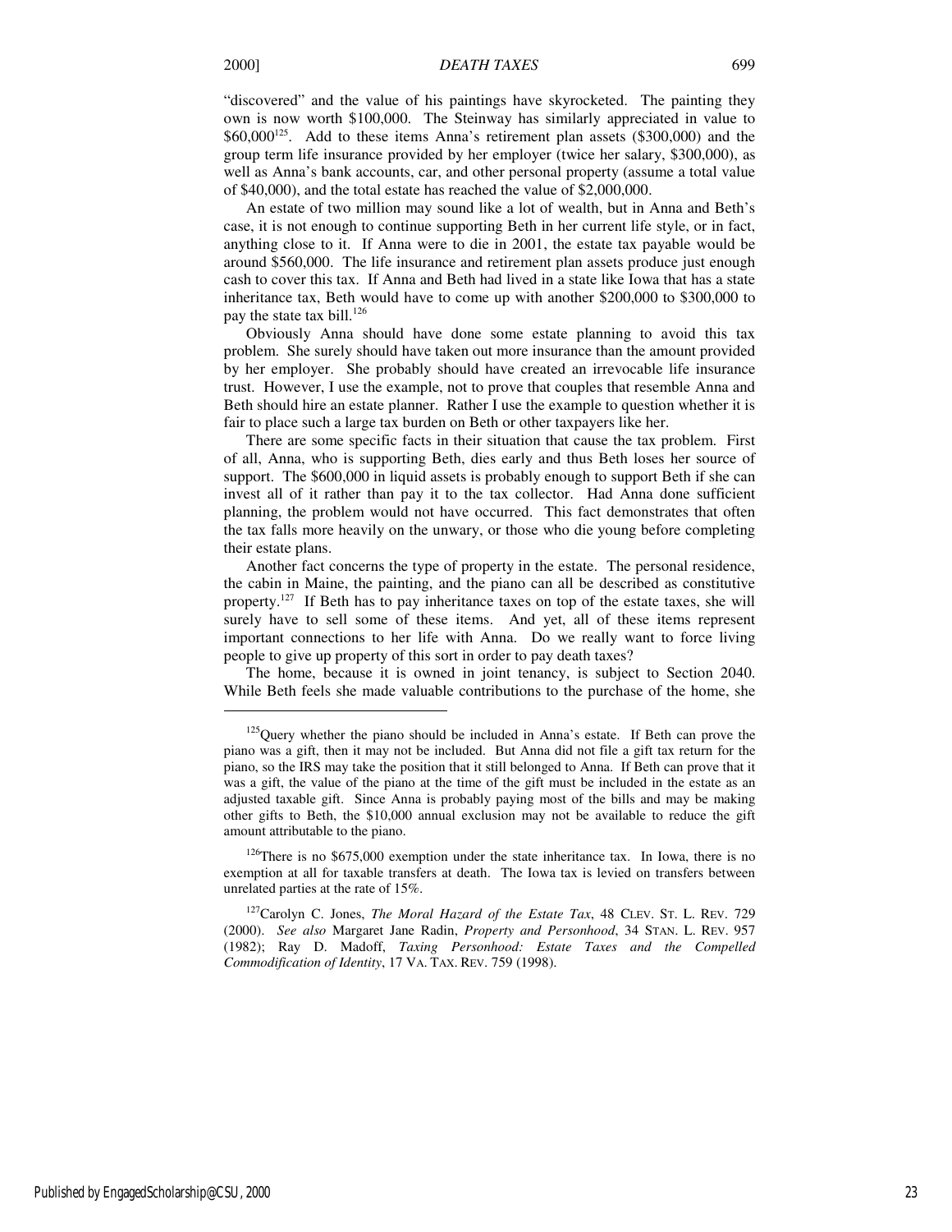"discovered" and the value of his paintings have skyrocketed. The painting they own is now worth $100,000. The Steinway has similarly appreciated in value to $60,000[125]. Add to these items Anna's retirement plan assets ($300,000) and the group term life insurance provided by her employer (twice her salary, $300,000), as well as Anna's bank accounts, car, and other personal property (assume a total value of $40,000), and the total estate has reached the value of $2,000,000.

An estate of two million may sound like a lot of wealth, but in Anna and Beth's case, it is not enough to continue supporting Beth in her current life style, or in fact, anything close to it. If Anna were to die in 2001, the estate tax payable would be around $560,000. The life insurance and retirement plan assets produce just enough cash to cover this tax. If Anna and Beth had lived in a state like Iowa that has a state inheritance tax, Beth would have to come up with another $200,000 to $300,000 to pay the state tax bill.[126]

Obviously Anna should have done some estate planning to avoid this tax problem. She surely should have taken out more insurance than the amount provided by her employer. She probably should have created an irrevocable life insurance trust. However, I use the example, not to prove that couples that resemble Anna and Beth should hire an estate planner. Rather I use the example to question whether it is fair to place such a large tax burden on Beth or other taxpayers like her.

There are some specific facts in their situation that cause the tax problem. First of all, Anna, who is supporting Beth, dies early and thus Beth loses her source of support. The $600,000 in liquid assets is probably enough to support Beth if she can invest all of it rather than pay it to the tax collector. Had Anna done sufficient planning, the problem would not have occurred. This fact demonstrates that often the tax falls more heavily on the unwary, or those who die young before completing their estate plans.

Another fact concerns the type of property in the estate. The personal residence, the cabin in Maine, the painting, and the piano can all be described as constitutive property.[127] If Beth has to pay inheritance taxes on top of the estate taxes, she will surely have to sell some of these items. And yet, all of these items represent important connections to her life with Anna. Do we really want to force living people to give up property of this sort in order to pay death taxes?

The home, because it is owned in joint tenancy, is subject to Section 2040. While Beth feels she made valuable contributions to the purchase of the home, she

---

[125] Query whether the piano should be included in Anna's estate. If Beth can prove the piano was a gift, then it may not be included. But Anna did not file a gift tax return for the piano, so the IRS may take the position that it still belonged to Anna. If Beth can prove that it was a gift, the value of the piano at the time of the gift must be included in the estate as an adjusted taxable gift. Since Anna is probably paying most of the bills and may be making other gifts to Beth, the $10,000 annual exclusion may not be available to reduce the gift amount attributable to the piano.

[126] There is no $675,000 exemption under the state inheritance tax. In Iowa, there is no exemption at all for taxable transfers at death. The Iowa tax is levied on transfers between unrelated parties at the rate of 15%.

[127] Carolyn C. Jones, *The Moral Hazard of the Estate Tax*, 48 CLEV. ST. L. REV. 729 (2000). *See also* Margaret Jane Radin, *Property and Personhood*, 34 STAN. L. REV. 957 (1982); Ray D. Madoff, *Taxing Personhood: Estate Taxes and the Compelled Commodification of Identity*, 17 VA. TAX. REV. 759 (1998).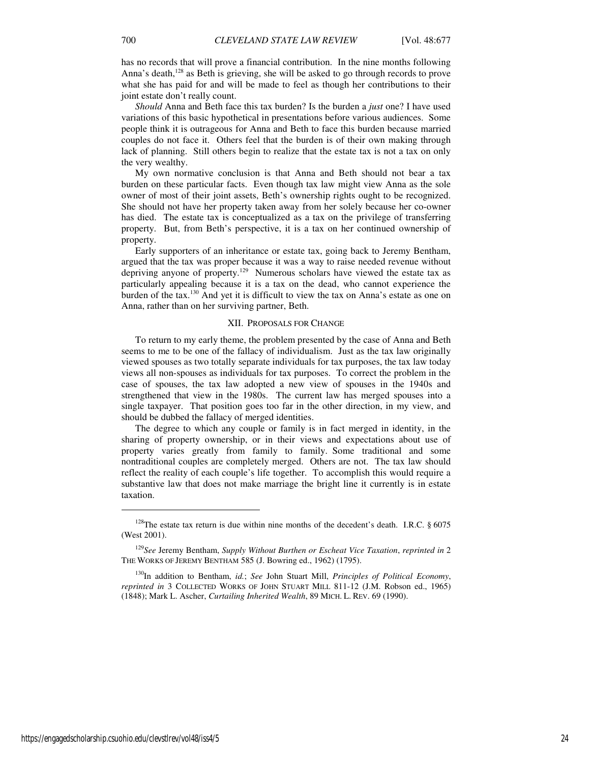has no records that will prove a financial contribution. In the nine months following Anna's death,[128] as Beth is grieving, she will be asked to go through records to prove what she has paid for and will be made to feel as though her contributions to their joint estate don't really count.

*Should* Anna and Beth face this tax burden? Is the burden a *just* one? I have used variations of this basic hypothetical in presentations before various audiences. Some people think it is outrageous for Anna and Beth to face this burden because married couples do not face it. Others feel that the burden is of their own making through lack of planning. Still others begin to realize that the estate tax is not a tax on only the very wealthy.

My own normative conclusion is that Anna and Beth should not bear a tax burden on these particular facts. Even though tax law might view Anna as the sole owner of most of their joint assets, Beth's ownership rights ought to be recognized. She should not have her property taken away from her solely because her co-owner has died. The estate tax is conceptualized as a tax on the privilege of transferring property. But, from Beth's perspective, it is a tax on her continued ownership of property.

Early supporters of an inheritance or estate tax, going back to Jeremy Bentham, argued that the tax was proper because it was a way to raise needed revenue without depriving anyone of property.[129] Numerous scholars have viewed the estate tax as particularly appealing because it is a tax on the dead, who cannot experience the burden of the tax.[130] And yet it is difficult to view the tax on Anna's estate as one on Anna, rather than on her surviving partner, Beth.

## XII. PROPOSALS FOR CHANGE

To return to my early theme, the problem presented by the case of Anna and Beth seems to me to be one of the fallacy of individualism. Just as the tax law originally viewed spouses as two totally separate individuals for tax purposes, the tax law today views all non-spouses as individuals for tax purposes. To correct the problem in the case of spouses, the tax law adopted a new view of spouses in the 1940s and strengthened that view in the 1980s. The current law has merged spouses into a single taxpayer. That position goes too far in the other direction, in my view, and should be dubbed the fallacy of merged identities.

The degree to which any couple or family is in fact merged in identity, in the sharing of property ownership, or in their views and expectations about use of property varies greatly from family to family. Some traditional and some nontraditional couples are completely merged. Others are not. The tax law should reflect the reality of each couple's life together. To accomplish this would require a substantive law that does not make marriage the bright line it currently is in estate taxation.

---

[128]The estate tax return is due within nine months of the decedent's death. I.R.C. § 6075 (West 2001).

[129]*See* Jeremy Bentham, *Supply Without Burthen or Escheat Vice Taxation*, *reprinted in* 2 THE WORKS OF JEREMY BENTHAM 585 (J. Bowring ed., 1962) (1795).

[130]In addition to Bentham, *id.*; *See* John Stuart Mill, *Principles of Political Economy*, *reprinted in* 3 COLLECTED WORKS OF JOHN STUART MILL 811-12 (J.M. Robson ed., 1965) (1848); Mark L. Ascher, *Curtailing Inherited Wealth*, 89 MICH. L. REV. 69 (1990).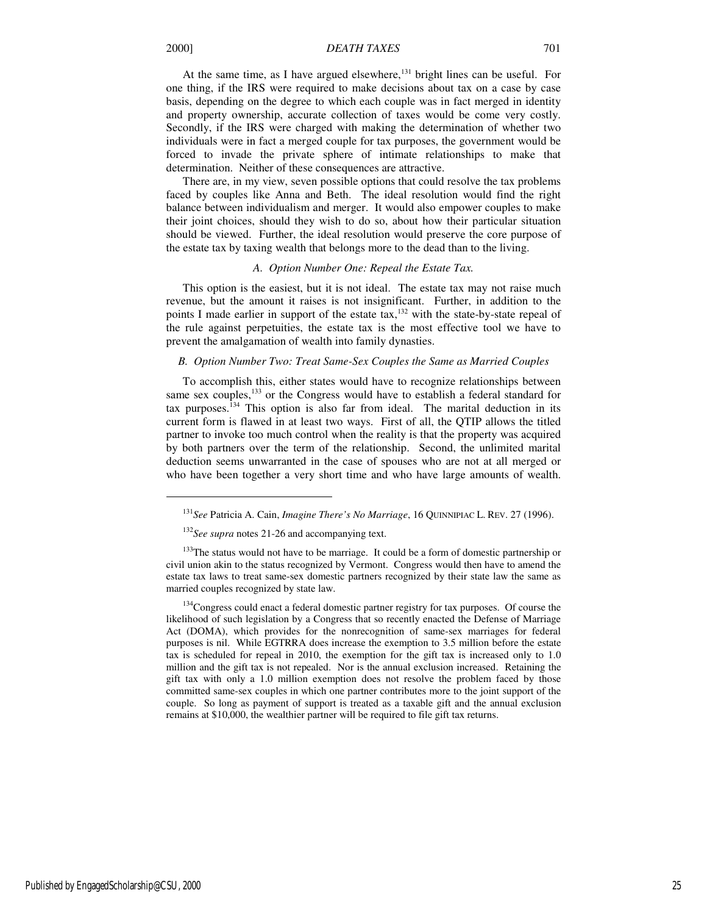At the same time, as I have argued elsewhere,[131] bright lines can be useful. For one thing, if the IRS were required to make decisions about tax on a case by case basis, depending on the degree to which each couple was in fact merged in identity and property ownership, accurate collection of taxes would be come very costly. Secondly, if the IRS were charged with making the determination of whether two individuals were in fact a merged couple for tax purposes, the government would be forced to invade the private sphere of intimate relationships to make that determination. Neither of these consequences are attractive.

There are, in my view, seven possible options that could resolve the tax problems faced by couples like Anna and Beth. The ideal resolution would find the right balance between individualism and merger. It would also empower couples to make their joint choices, should they wish to do so, about how their particular situation should be viewed. Further, the ideal resolution would preserve the core purpose of the estate tax by taxing wealth that belongs more to the dead than to the living.

### *A. Option Number One: Repeal the Estate Tax.*

This option is the easiest, but it is not ideal. The estate tax may not raise much revenue, but the amount it raises is not insignificant. Further, in addition to the points I made earlier in support of the estate tax,[132] with the state-by-state repeal of the rule against perpetuities, the estate tax is the most effective tool we have to prevent the amalgamation of wealth into family dynasties.

### *B. Option Number Two: Treat Same-Sex Couples the Same as Married Couples*

To accomplish this, either states would have to recognize relationships between same sex couples,[133] or the Congress would have to establish a federal standard for tax purposes.[134] This option is also far from ideal. The marital deduction in its current form is flawed in at least two ways. First of all, the QTIP allows the titled partner to invoke too much control when the reality is that the property was acquired by both partners over the term of the relationship. Second, the unlimited marital deduction seems unwarranted in the case of spouses who are not at all merged or who have been together a very short time and who have large amounts of wealth.

---

[131] *See* Patricia A. Cain, *Imagine There's No Marriage*, 16 QUINNIPIAC L. REV. 27 (1996).

[132] *See supra* notes 21-26 and accompanying text.

[133] The status would not have to be marriage. It could be a form of domestic partnership or civil union akin to the status recognized by Vermont. Congress would then have to amend the estate tax laws to treat same-sex domestic partners recognized by their state law the same as married couples recognized by state law.

[134] Congress could enact a federal domestic partner registry for tax purposes. Of course the likelihood of such legislation by a Congress that so recently enacted the Defense of Marriage Act (DOMA), which provides for the nonrecognition of same-sex marriages for federal purposes is nil. While EGTRRA does increase the exemption to 3.5 million before the estate tax is scheduled for repeal in 2010, the exemption for the gift tax is increased only to 1.0 million and the gift tax is not repealed. Nor is the annual exclusion increased. Retaining the gift tax with only a 1.0 million exemption does not resolve the problem faced by those committed same-sex couples in which one partner contributes more to the joint support of the couple. So long as payment of support is treated as a taxable gift and the annual exclusion remains at $10,000, the wealthier partner will be required to file gift tax returns.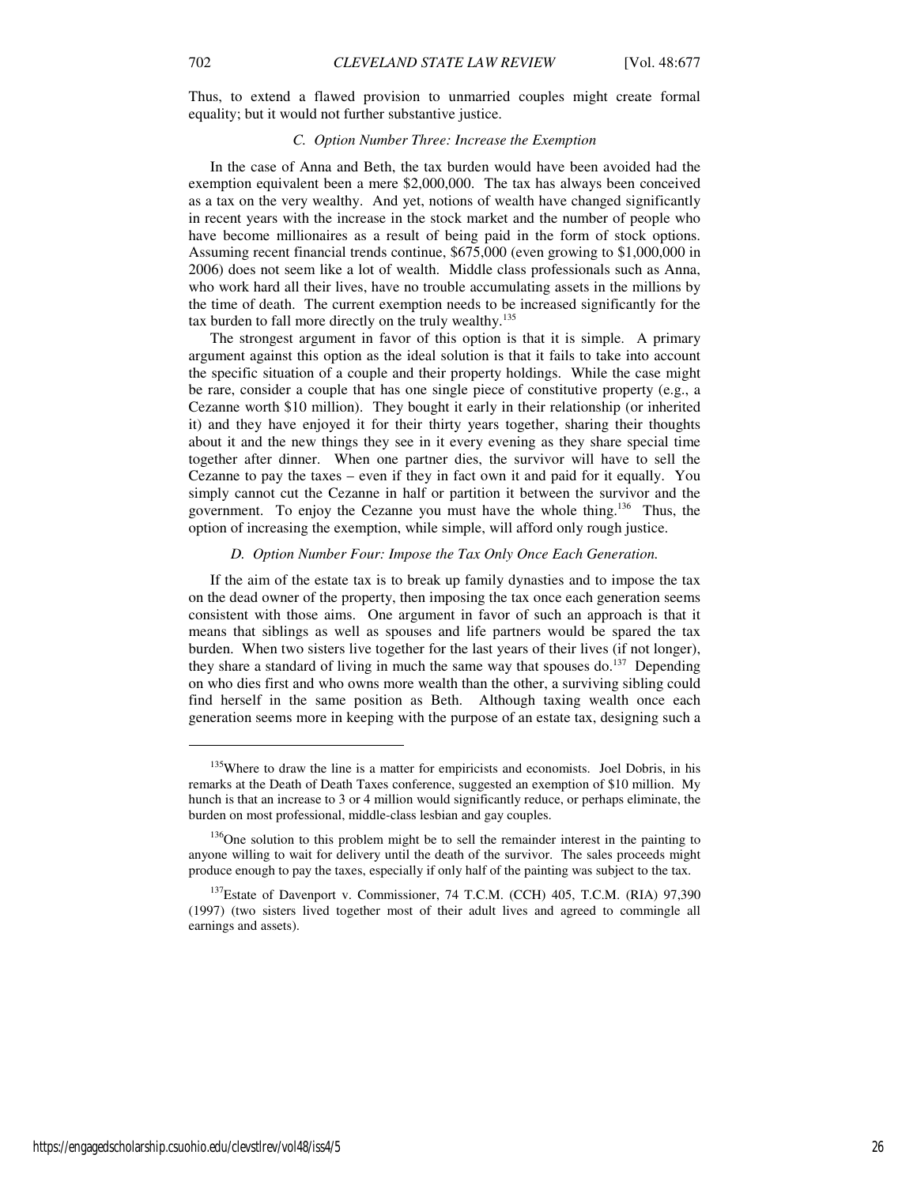Thus, to extend a flawed provision to unmarried couples might create formal equality; but it would not further substantive justice.

### *C. Option Number Three: Increase the Exemption*

In the case of Anna and Beth, the tax burden would have been avoided had the exemption equivalent been a mere $2,000,000. The tax has always been conceived as a tax on the very wealthy. And yet, notions of wealth have changed significantly in recent years with the increase in the stock market and the number of people who have become millionaires as a result of being paid in the form of stock options. Assuming recent financial trends continue, $675,000 (even growing to $1,000,000 in 2006) does not seem like a lot of wealth. Middle class professionals such as Anna, who work hard all their lives, have no trouble accumulating assets in the millions by the time of death. The current exemption needs to be increased significantly for the tax burden to fall more directly on the truly wealthy.[135]

The strongest argument in favor of this option is that it is simple. A primary argument against this option as the ideal solution is that it fails to take into account the specific situation of a couple and their property holdings. While the case might be rare, consider a couple that has one single piece of constitutive property (e.g., a Cezanne worth $10 million). They bought it early in their relationship (or inherited it) and they have enjoyed it for their thirty years together, sharing their thoughts about it and the new things they see in it every evening as they share special time together after dinner. When one partner dies, the survivor will have to sell the Cezanne to pay the taxes – even if they in fact own it and paid for it equally. You simply cannot cut the Cezanne in half or partition it between the survivor and the government. To enjoy the Cezanne you must have the whole thing.[136] Thus, the option of increasing the exemption, while simple, will afford only rough justice.

### *D. Option Number Four: Impose the Tax Only Once Each Generation.*

If the aim of the estate tax is to break up family dynasties and to impose the tax on the dead owner of the property, then imposing the tax once each generation seems consistent with those aims. One argument in favor of such an approach is that it means that siblings as well as spouses and life partners would be spared the tax burden. When two sisters live together for the last years of their lives (if not longer), they share a standard of living in much the same way that spouses do.[137] Depending on who dies first and who owns more wealth than the other, a surviving sibling could find herself in the same position as Beth. Although taxing wealth once each generation seems more in keeping with the purpose of an estate tax, designing such a

---

[135] Where to draw the line is a matter for empiricists and economists. Joel Dobris, in his remarks at the Death of Death Taxes conference, suggested an exemption of $10 million. My hunch is that an increase to 3 or 4 million would significantly reduce, or perhaps eliminate, the burden on most professional, middle-class lesbian and gay couples.

[136] One solution to this problem might be to sell the remainder interest in the painting to anyone willing to wait for delivery until the death of the survivor. The sales proceeds might produce enough to pay the taxes, especially if only half of the painting was subject to the tax.

[137] Estate of Davenport v. Commissioner, 74 T.C.M. (CCH) 405, T.C.M. (RIA) 97,390 (1997) (two sisters lived together most of their adult lives and agreed to commingle all earnings and assets).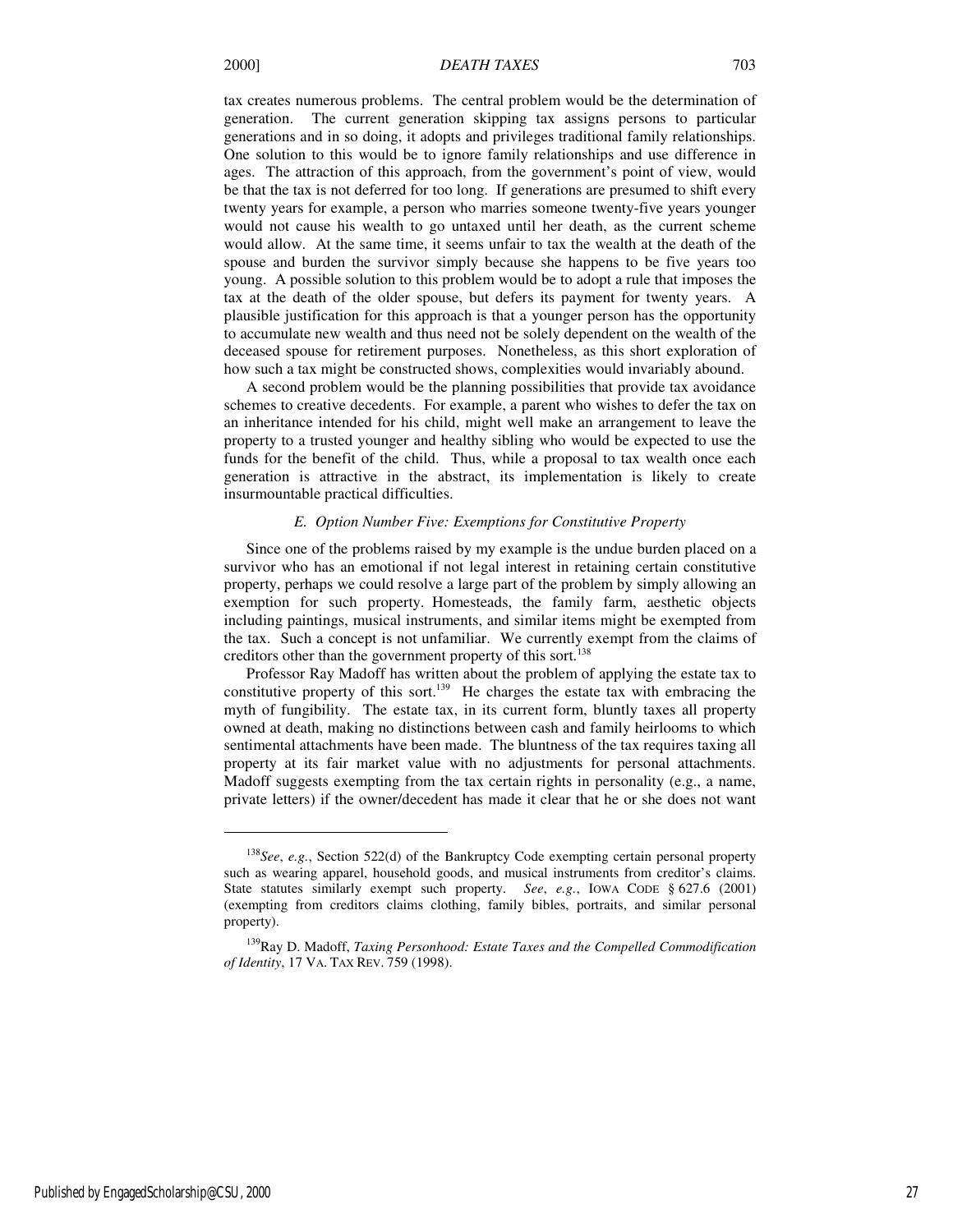tax creates numerous problems. The central problem would be the determination of generation. The current generation skipping tax assigns persons to particular generations and in so doing, it adopts and privileges traditional family relationships. One solution to this would be to ignore family relationships and use difference in ages. The attraction of this approach, from the government's point of view, would be that the tax is not deferred for too long. If generations are presumed to shift every twenty years for example, a person who marries someone twenty-five years younger would not cause his wealth to go untaxed until her death, as the current scheme would allow. At the same time, it seems unfair to tax the wealth at the death of the spouse and burden the survivor simply because she happens to be five years too young. A possible solution to this problem would be to adopt a rule that imposes the tax at the death of the older spouse, but defers its payment for twenty years. A plausible justification for this approach is that a younger person has the opportunity to accumulate new wealth and thus need not be solely dependent on the wealth of the deceased spouse for retirement purposes. Nonetheless, as this short exploration of how such a tax might be constructed shows, complexities would invariably abound.

A second problem would be the planning possibilities that provide tax avoidance schemes to creative decedents. For example, a parent who wishes to defer the tax on an inheritance intended for his child, might well make an arrangement to leave the property to a trusted younger and healthy sibling who would be expected to use the funds for the benefit of the child. Thus, while a proposal to tax wealth once each generation is attractive in the abstract, its implementation is likely to create insurmountable practical difficulties.

### *E. Option Number Five: Exemptions for Constitutive Property*

Since one of the problems raised by my example is the undue burden placed on a survivor who has an emotional if not legal interest in retaining certain constitutive property, perhaps we could resolve a large part of the problem by simply allowing an exemption for such property. Homesteads, the family farm, aesthetic objects including paintings, musical instruments, and similar items might be exempted from the tax. Such a concept is not unfamiliar. We currently exempt from the claims of creditors other than the government property of this sort.[138]

Professor Ray Madoff has written about the problem of applying the estate tax to constitutive property of this sort.[139] He charges the estate tax with embracing the myth of fungibility. The estate tax, in its current form, bluntly taxes all property owned at death, making no distinctions between cash and family heirlooms to which sentimental attachments have been made. The bluntness of the tax requires taxing all property at its fair market value with no adjustments for personal attachments. Madoff suggests exempting from the tax certain rights in personality (e.g., a name, private letters) if the owner/decedent has made it clear that he or she does not want

---

[138] *See*, *e.g.*, Section 522(d) of the Bankruptcy Code exempting certain personal property such as wearing apparel, household goods, and musical instruments from creditor's claims. State statutes similarly exempt such property. *See*, *e.g.*, IOWA CODE § 627.6 (2001) (exempting from creditors claims clothing, family bibles, portraits, and similar personal property).

[139] Ray D. Madoff, *Taxing Personhood: Estate Taxes and the Compelled Commodification of Identity*, 17 VA. TAX REV. 759 (1998).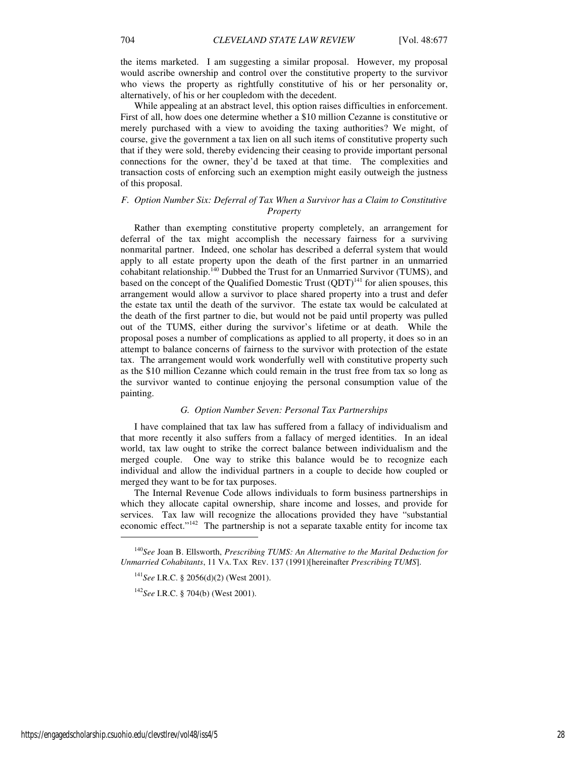the items marketed. I am suggesting a similar proposal. However, my proposal would ascribe ownership and control over the constitutive property to the survivor who views the property as rightfully constitutive of his or her personality or, alternatively, of his or her coupledom with the decedent.

While appealing at an abstract level, this option raises difficulties in enforcement. First of all, how does one determine whether a $10 million Cezanne is constitutive or merely purchased with a view to avoiding the taxing authorities? We might, of course, give the government a tax lien on all such items of constitutive property such that if they were sold, thereby evidencing their ceasing to provide important personal connections for the owner, they'd be taxed at that time. The complexities and transaction costs of enforcing such an exemption might easily outweigh the justness of this proposal.

### *F. Option Number Six: Deferral of Tax When a Survivor has a Claim to Constitutive Property*

Rather than exempting constitutive property completely, an arrangement for deferral of the tax might accomplish the necessary fairness for a surviving nonmarital partner. Indeed, one scholar has described a deferral system that would apply to all estate property upon the death of the first partner in an unmarried cohabitant relationship.[140] Dubbed the Trust for an Unmarried Survivor (TUMS), and based on the concept of the Qualified Domestic Trust (QDT)[141] for alien spouses, this arrangement would allow a survivor to place shared property into a trust and defer the estate tax until the death of the survivor. The estate tax would be calculated at the death of the first partner to die, but would not be paid until property was pulled out of the TUMS, either during the survivor's lifetime or at death. While the proposal poses a number of complications as applied to all property, it does so in an attempt to balance concerns of fairness to the survivor with protection of the estate tax. The arrangement would work wonderfully well with constitutive property such as the $10 million Cezanne which could remain in the trust free from tax so long as the survivor wanted to continue enjoying the personal consumption value of the painting.

### *G. Option Number Seven: Personal Tax Partnerships*

I have complained that tax law has suffered from a fallacy of individualism and that more recently it also suffers from a fallacy of merged identities. In an ideal world, tax law ought to strike the correct balance between individualism and the merged couple. One way to strike this balance would be to recognize each individual and allow the individual partners in a couple to decide how coupled or merged they want to be for tax purposes.

The Internal Revenue Code allows individuals to form business partnerships in which they allocate capital ownership, share income and losses, and provide for services. Tax law will recognize the allocations provided they have "substantial economic effect."[142] The partnership is not a separate taxable entity for income tax

---

[140] *See* Joan B. Ellsworth, *Prescribing TUMS: An Alternative to the Marital Deduction for Unmarried Cohabitants*, 11 VA. TAX REV. 137 (1991)[hereinafter *Prescribing TUMS*].

[141] *See* I.R.C. § 2056(d)(2) (West 2001).

[142] *See* I.R.C. § 704(b) (West 2001).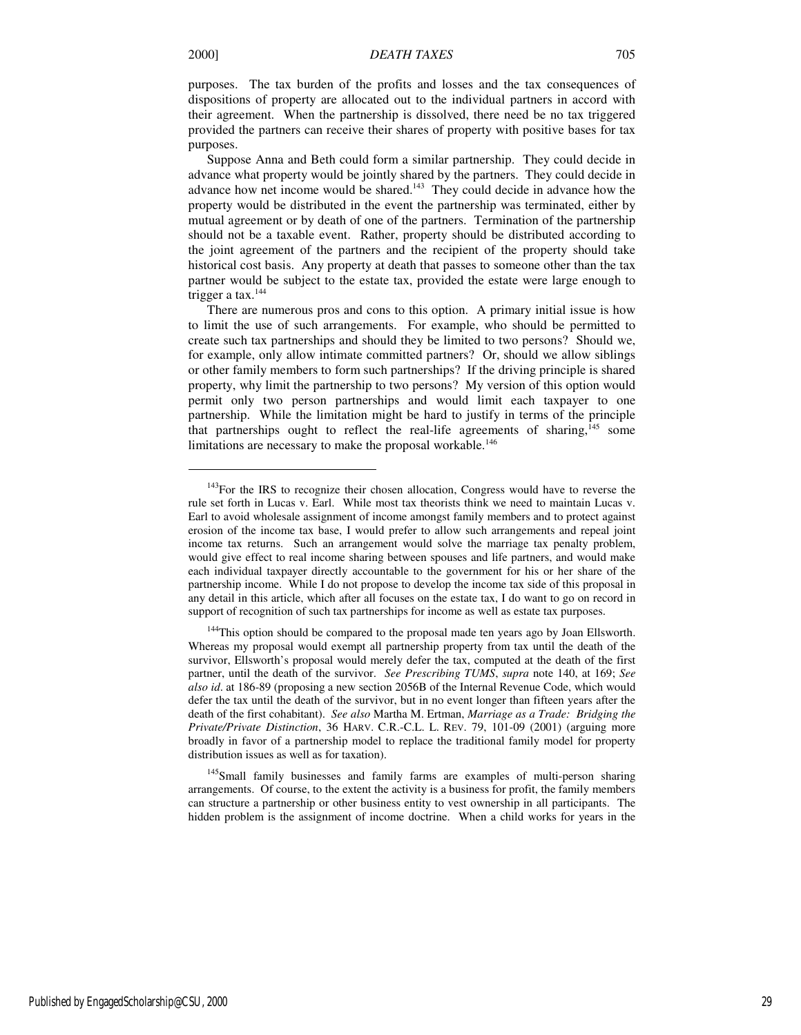purposes. The tax burden of the profits and losses and the tax consequences of dispositions of property are allocated out to the individual partners in accord with their agreement. When the partnership is dissolved, there need be no tax triggered provided the partners can receive their shares of property with positive bases for tax purposes.

Suppose Anna and Beth could form a similar partnership. They could decide in advance what property would be jointly shared by the partners. They could decide in advance how net income would be shared.[143] They could decide in advance how the property would be distributed in the event the partnership was terminated, either by mutual agreement or by death of one of the partners. Termination of the partnership should not be a taxable event. Rather, property should be distributed according to the joint agreement of the partners and the recipient of the property should take historical cost basis. Any property at death that passes to someone other than the tax partner would be subject to the estate tax, provided the estate were large enough to trigger a tax.[144]

There are numerous pros and cons to this option. A primary initial issue is how to limit the use of such arrangements. For example, who should be permitted to create such tax partnerships and should they be limited to two persons? Should we, for example, only allow intimate committed partners? Or, should we allow siblings or other family members to form such partnerships? If the driving principle is shared property, why limit the partnership to two persons? My version of this option would permit only two person partnerships and would limit each taxpayer to one partnership. While the limitation might be hard to justify in terms of the principle that partnerships ought to reflect the real-life agreements of sharing,[145] some limitations are necessary to make the proposal workable.[146]

---

[143] For the IRS to recognize their chosen allocation, Congress would have to reverse the rule set forth in Lucas v. Earl. While most tax theorists think we need to maintain Lucas v. Earl to avoid wholesale assignment of income amongst family members and to protect against erosion of the income tax base, I would prefer to allow such arrangements and repeal joint income tax returns. Such an arrangement would solve the marriage tax penalty problem, would give effect to real income sharing between spouses and life partners, and would make each individual taxpayer directly accountable to the government for his or her share of the partnership income. While I do not propose to develop the income tax side of this proposal in any detail in this article, which after all focuses on the estate tax, I do want to go on record in support of recognition of such tax partnerships for income as well as estate tax purposes.

[144] This option should be compared to the proposal made ten years ago by Joan Ellsworth. Whereas my proposal would exempt all partnership property from tax until the death of the survivor, Ellsworth's proposal would merely defer the tax, computed at the death of the first partner, until the death of the survivor. *See Prescribing TUMS*, *supra* note 140, at 169; *See also id*. at 186-89 (proposing a new section 2056B of the Internal Revenue Code, which would defer the tax until the death of the survivor, but in no event longer than fifteen years after the death of the first cohabitant). *See also* Martha M. Ertman, *Marriage as a Trade: Bridging the Private/Private Distinction*, 36 HARV. C.R.-C.L. L. REV. 79, 101-09 (2001) (arguing more broadly in favor of a partnership model to replace the traditional family model for property distribution issues as well as for taxation).

[145] Small family businesses and family farms are examples of multi-person sharing arrangements. Of course, to the extent the activity is a business for profit, the family members can structure a partnership or other business entity to vest ownership in all participants. The hidden problem is the assignment of income doctrine. When a child works for years in the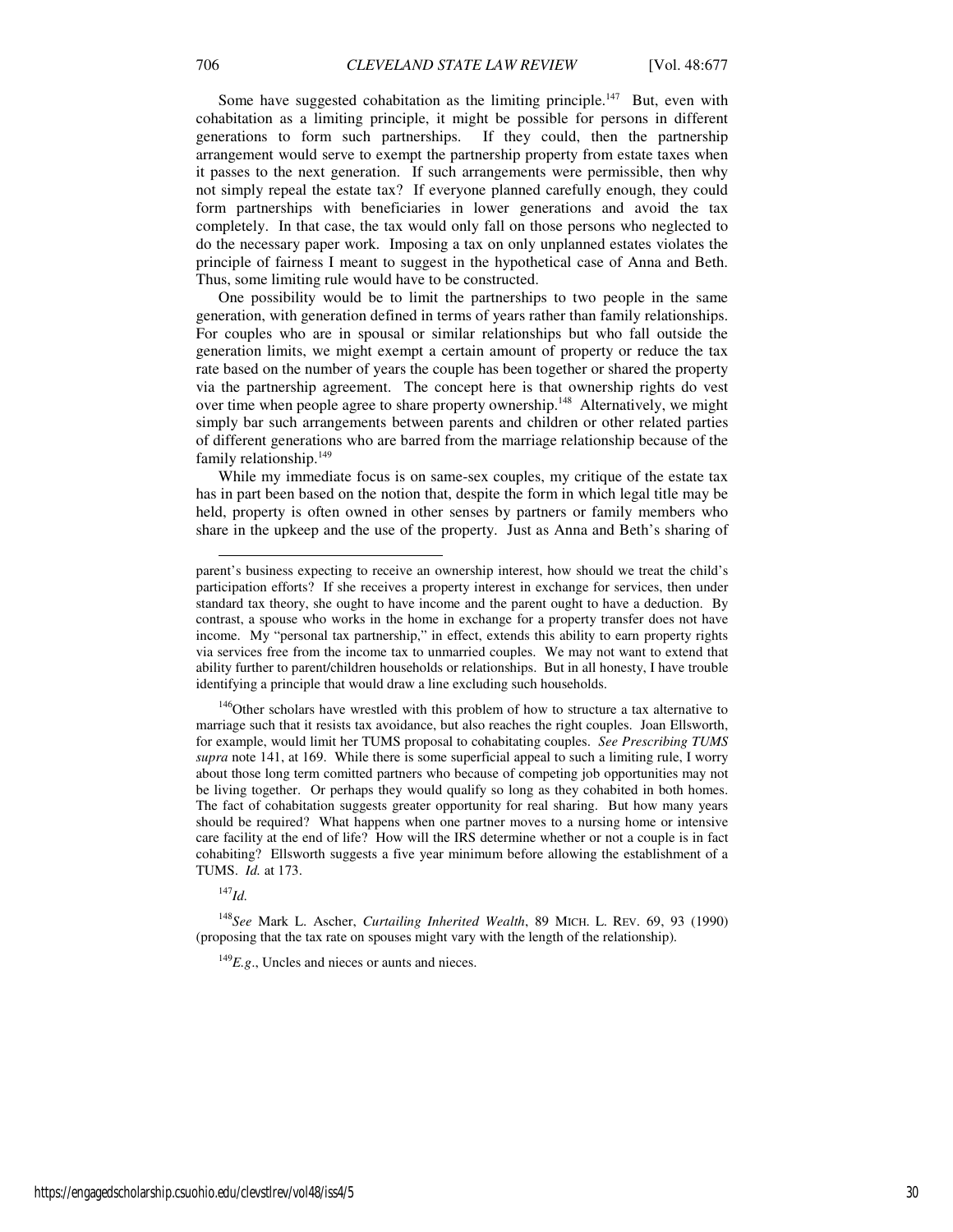Some have suggested cohabitation as the limiting principle.[147] But, even with cohabitation as a limiting principle, it might be possible for persons in different generations to form such partnerships. If they could, then the partnership arrangement would serve to exempt the partnership property from estate taxes when it passes to the next generation. If such arrangements were permissible, then why not simply repeal the estate tax? If everyone planned carefully enough, they could form partnerships with beneficiaries in lower generations and avoid the tax completely. In that case, the tax would only fall on those persons who neglected to do the necessary paper work. Imposing a tax on only unplanned estates violates the principle of fairness I meant to suggest in the hypothetical case of Anna and Beth. Thus, some limiting rule would have to be constructed.

One possibility would be to limit the partnerships to two people in the same generation, with generation defined in terms of years rather than family relationships. For couples who are in spousal or similar relationships but who fall outside the generation limits, we might exempt a certain amount of property or reduce the tax rate based on the number of years the couple has been together or shared the property via the partnership agreement. The concept here is that ownership rights do vest over time when people agree to share property ownership.[148] Alternatively, we might simply bar such arrangements between parents and children or other related parties of different generations who are barred from the marriage relationship because of the family relationship.[149]

While my immediate focus is on same-sex couples, my critique of the estate tax has in part been based on the notion that, despite the form in which legal title may be held, property is often owned in other senses by partners or family members who share in the upkeep and the use of the property. Just as Anna and Beth's sharing of

---

parent's business expecting to receive an ownership interest, how should we treat the child's participation efforts? If she receives a property interest in exchange for services, then under standard tax theory, she ought to have income and the parent ought to have a deduction. By contrast, a spouse who works in the home in exchange for a property transfer does not have income. My "personal tax partnership," in effect, extends this ability to earn property rights via services free from the income tax to unmarried couples. We may not want to extend that ability further to parent/children households or relationships. But in all honesty, I have trouble identifying a principle that would draw a line excluding such households.

[146]Other scholars have wrestled with this problem of how to structure a tax alternative to marriage such that it resists tax avoidance, but also reaches the right couples. Joan Ellsworth, for example, would limit her TUMS proposal to cohabitating couples. *See Prescribing TUMS supra* note 141, at 169. While there is some superficial appeal to such a limiting rule, I worry about those long term comitted partners who because of competing job opportunities may not be living together. Or perhaps they would qualify so long as they cohabited in both homes. The fact of cohabitation suggests greater opportunity for real sharing. But how many years should be required? What happens when one partner moves to a nursing home or intensive care facility at the end of life? How will the IRS determine whether or not a couple is in fact cohabiting? Ellsworth suggests a five year minimum before allowing the establishment of a TUMS. *Id.* at 173.

[147]*Id.*

[148]*See* Mark L. Ascher, *Curtailing Inherited Wealth*, 89 MICH. L. REV. 69, 93 (1990) (proposing that the tax rate on spouses might vary with the length of the relationship).

[149]*E.g.*, Uncles and nieces or aunts and nieces.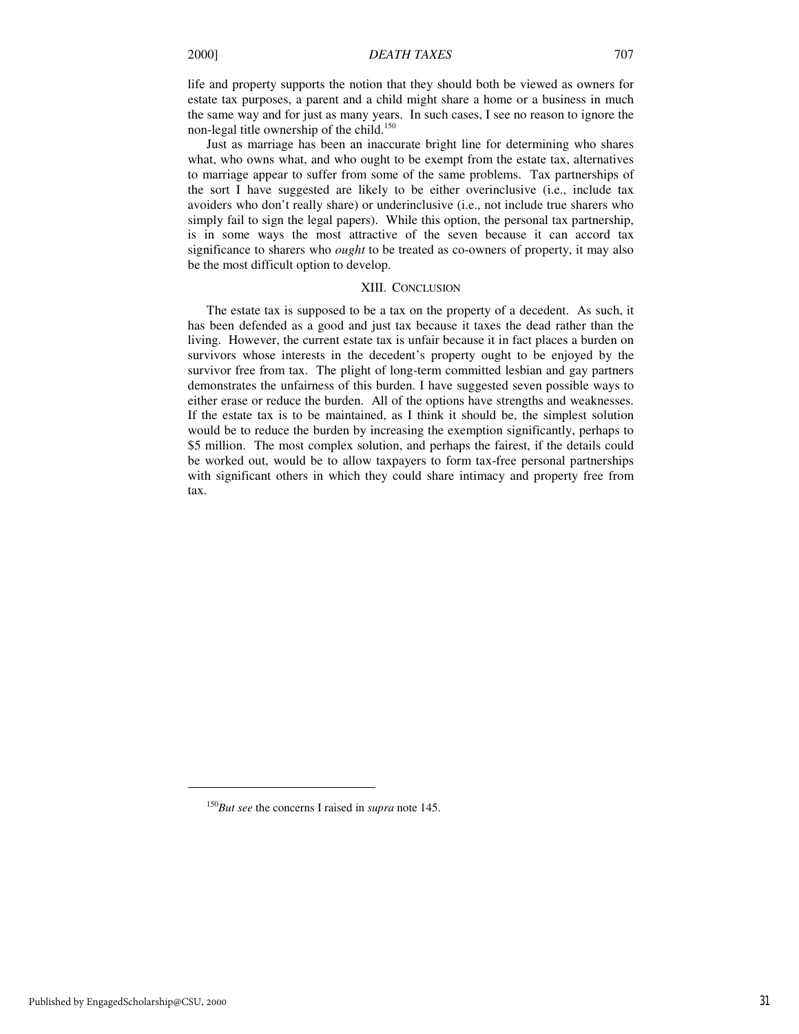life and property supports the notion that they should both be viewed as owners for estate tax purposes, a parent and a child might share a home or a business in much the same way and for just as many years. In such cases, I see no reason to ignore the non-legal title ownership of the child.[150]

Just as marriage has been an inaccurate bright line for determining who shares what, who owns what, and who ought to be exempt from the estate tax, alternatives to marriage appear to suffer from some of the same problems. Tax partnerships of the sort I have suggested are likely to be either overinclusive (i.e., include tax avoiders who don't really share) or underinclusive (i.e., not include true sharers who simply fail to sign the legal papers). While this option, the personal tax partnership, is in some ways the most attractive of the seven because it can accord tax significance to sharers who *ought* to be treated as co-owners of property, it may also be the most difficult option to develop.

## XIII. CONCLUSION

The estate tax is supposed to be a tax on the property of a decedent. As such, it has been defended as a good and just tax because it taxes the dead rather than the living. However, the current estate tax is unfair because it in fact places a burden on survivors whose interests in the decedent's property ought to be enjoyed by the survivor free from tax. The plight of long-term committed lesbian and gay partners demonstrates the unfairness of this burden. I have suggested seven possible ways to either erase or reduce the burden. All of the options have strengths and weaknesses. If the estate tax is to be maintained, as I think it should be, the simplest solution would be to reduce the burden by increasing the exemption significantly, perhaps to $5 million. The most complex solution, and perhaps the fairest, if the details could be worked out, would be to allow taxpayers to form tax-free personal partnerships with significant others in which they could share intimacy and property free from tax.

---

[150] *But see* the concerns I raised in *supra* note 145.